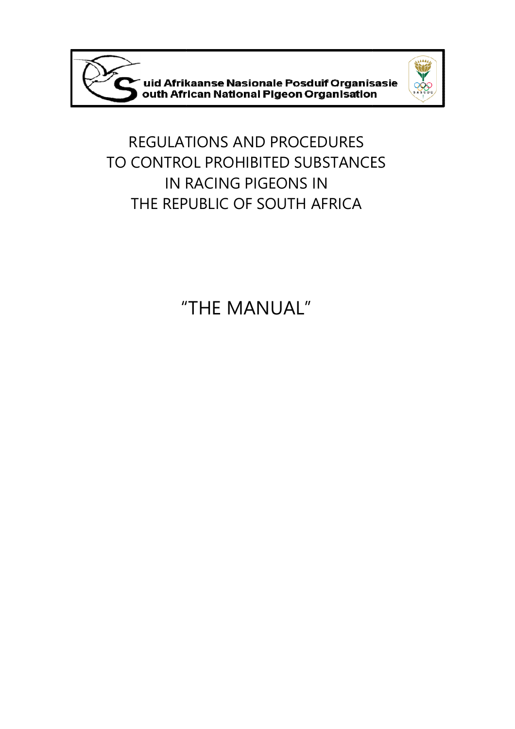Suid Afrikaanse Nasionale Posduif Organisasie
South African National Pigeon Organisation

# REGULATIONS AND PROCEDURES TO CONTROL PROHIBITED SUBSTANCES IN RACING PIGEONS IN THE REPUBLIC OF SOUTH AFRICA

# "THE MANUAL"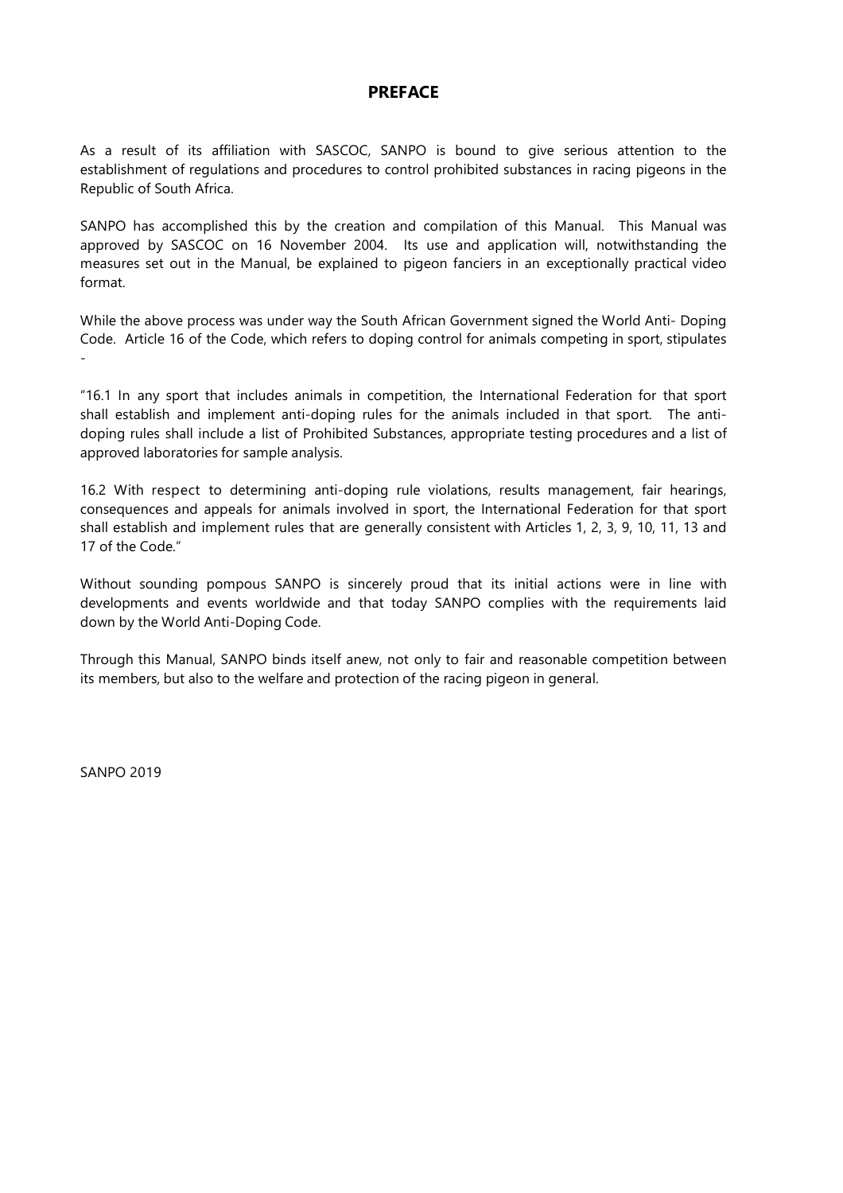# PREFACE

As a result of its affiliation with SASCOC, SANPO is bound to give serious attention to the establishment of regulations and procedures to control prohibited substances in racing pigeons in the Republic of South Africa.

SANPO has accomplished this by the creation and compilation of this Manual. This Manual was approved by SASCOC on 16 November 2004. Its use and application will, notwithstanding the measures set out in the Manual, be explained to pigeon fanciers in an exceptionally practical video format.

While the above process was under way the South African Government signed the World Anti- Doping Code. Article 16 of the Code, which refers to doping control for animals competing in sport, stipulates -

"16.1 In any sport that includes animals in competition, the International Federation for that sport shall establish and implement anti-doping rules for the animals included in that sport. The anti-doping rules shall include a list of Prohibited Substances, appropriate testing procedures and a list of approved laboratories for sample analysis.

16.2 With respect to determining anti-doping rule violations, results management, fair hearings, consequences and appeals for animals involved in sport, the International Federation for that sport shall establish and implement rules that are generally consistent with Articles 1, 2, 3, 9, 10, 11, 13 and 17 of the Code."

Without sounding pompous SANPO is sincerely proud that its initial actions were in line with developments and events worldwide and that today SANPO complies with the requirements laid down by the World Anti-Doping Code.

Through this Manual, SANPO binds itself anew, not only to fair and reasonable competition between its members, but also to the welfare and protection of the racing pigeon in general.

SANPO 2019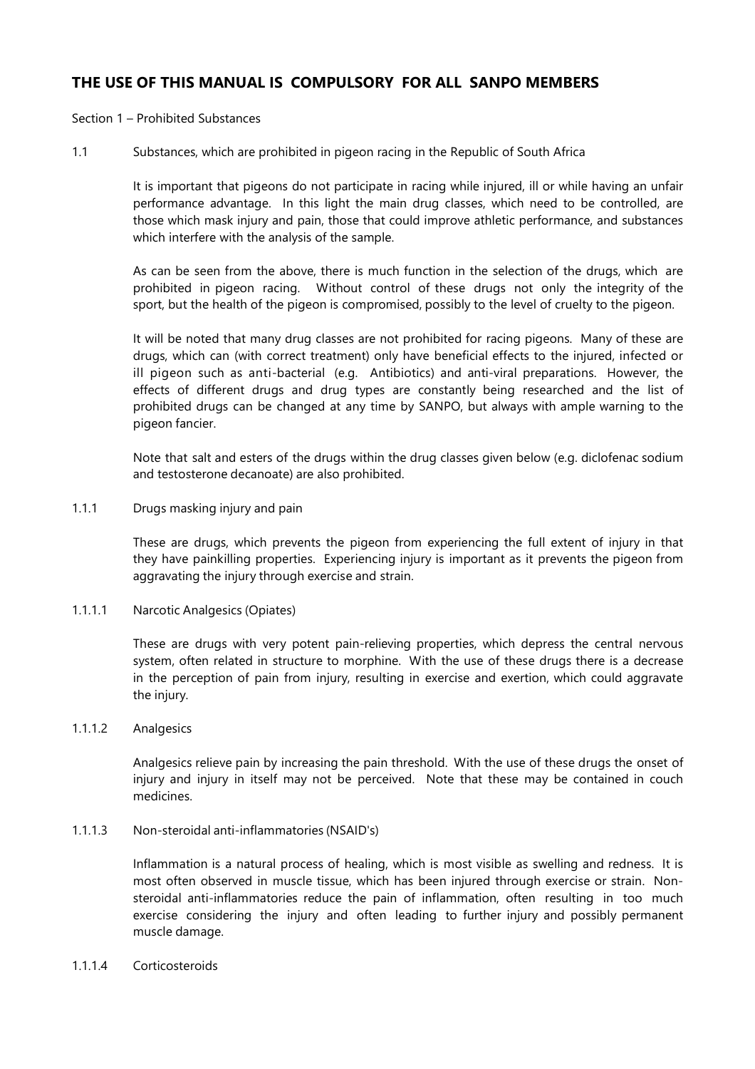## THE USE OF THIS MANUAL IS COMPULSORY FOR ALL SANPO MEMBERS

Section 1 – Prohibited Substances

1.1 Substances, which are prohibited in pigeon racing in the Republic of South Africa

It is important that pigeons do not participate in racing while injured, ill or while having an unfair performance advantage. In this light the main drug classes, which need to be controlled, are those which mask injury and pain, those that could improve athletic performance, and substances which interfere with the analysis of the sample.

As can be seen from the above, there is much function in the selection of the drugs, which are prohibited in pigeon racing. Without control of these drugs not only the integrity of the sport, but the health of the pigeon is compromised, possibly to the level of cruelty to the pigeon.

It will be noted that many drug classes are not prohibited for racing pigeons. Many of these are drugs, which can (with correct treatment) only have beneficial effects to the injured, infected or ill pigeon such as anti-bacterial (e.g. Antibiotics) and anti-viral preparations. However, the effects of different drugs and drug types are constantly being researched and the list of prohibited drugs can be changed at any time by SANPO, but always with ample warning to the pigeon fancier.

Note that salt and esters of the drugs within the drug classes given below (e.g. diclofenac sodium and testosterone decanoate) are also prohibited.

1.1.1 Drugs masking injury and pain

These are drugs, which prevents the pigeon from experiencing the full extent of injury in that they have painkilling properties. Experiencing injury is important as it prevents the pigeon from aggravating the injury through exercise and strain.

1.1.1.1 Narcotic Analgesics (Opiates)

These are drugs with very potent pain-relieving properties, which depress the central nervous system, often related in structure to morphine. With the use of these drugs there is a decrease in the perception of pain from injury, resulting in exercise and exertion, which could aggravate the injury.

1.1.1.2 Analgesics

Analgesics relieve pain by increasing the pain threshold. With the use of these drugs the onset of injury and injury in itself may not be perceived. Note that these may be contained in couch medicines.

1.1.1.3 Non-steroidal anti-inflammatories (NSAID's)

Inflammation is a natural process of healing, which is most visible as swelling and redness. It is most often observed in muscle tissue, which has been injured through exercise or strain. Non-steroidal anti-inflammatories reduce the pain of inflammation, often resulting in too much exercise considering the injury and often leading to further injury and possibly permanent muscle damage.

1.1.1.4 Corticosteroids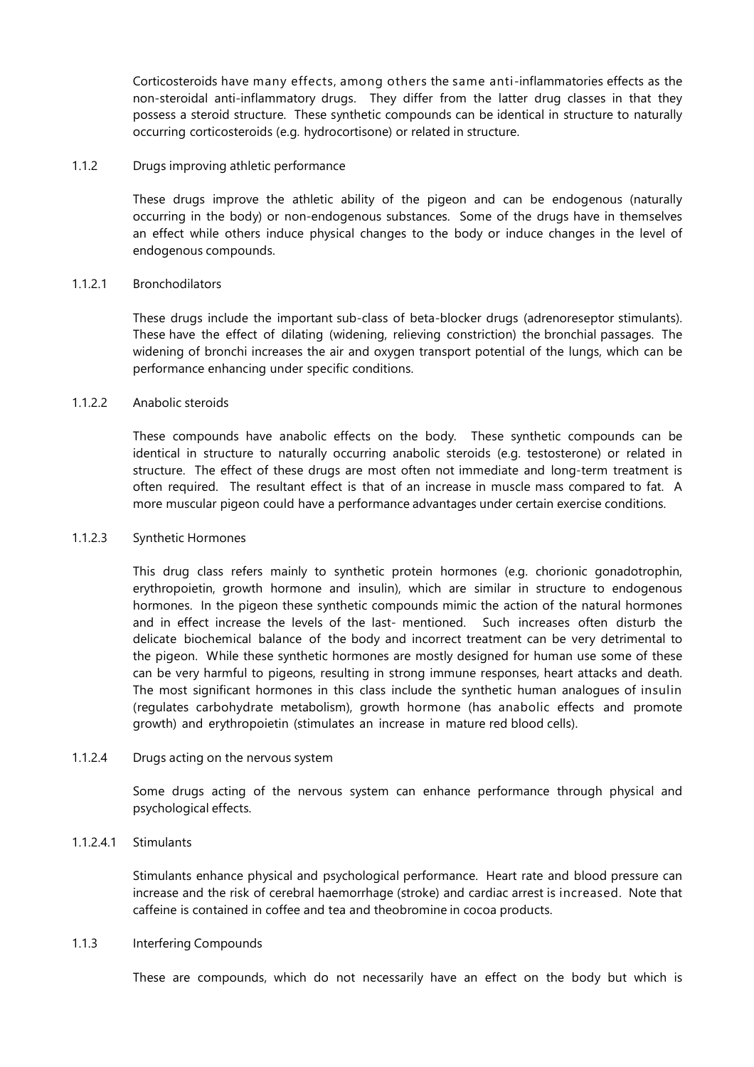Corticosteroids have many effects, among others the same anti-inflammatories effects as the non-steroidal anti-inflammatory drugs. They differ from the latter drug classes in that they possess a steroid structure. These synthetic compounds can be identical in structure to naturally occurring corticosteroids (e.g. hydrocortisone) or related in structure.

### 1.1.2 Drugs improving athletic performance

These drugs improve the athletic ability of the pigeon and can be endogenous (naturally occurring in the body) or non-endogenous substances. Some of the drugs have in themselves an effect while others induce physical changes to the body or induce changes in the level of endogenous compounds.

#### 1.1.2.1 Bronchodilators

These drugs include the important sub-class of beta-blocker drugs (adrenoreseptor stimulants). These have the effect of dilating (widening, relieving constriction) the bronchial passages. The widening of bronchi increases the air and oxygen transport potential of the lungs, which can be performance enhancing under specific conditions.

#### 1.1.2.2 Anabolic steroids

These compounds have anabolic effects on the body. These synthetic compounds can be identical in structure to naturally occurring anabolic steroids (e.g. testosterone) or related in structure. The effect of these drugs are most often not immediate and long-term treatment is often required. The resultant effect is that of an increase in muscle mass compared to fat. A more muscular pigeon could have a performance advantages under certain exercise conditions.

#### 1.1.2.3 Synthetic Hormones

This drug class refers mainly to synthetic protein hormones (e.g. chorionic gonadotrophin, erythropoietin, growth hormone and insulin), which are similar in structure to endogenous hormones. In the pigeon these synthetic compounds mimic the action of the natural hormones and in effect increase the levels of the last- mentioned. Such increases often disturb the delicate biochemical balance of the body and incorrect treatment can be very detrimental to the pigeon. While these synthetic hormones are mostly designed for human use some of these can be very harmful to pigeons, resulting in strong immune responses, heart attacks and death. The most significant hormones in this class include the synthetic human analogues of insulin (regulates carbohydrate metabolism), growth hormone (has anabolic effects and promote growth) and erythropoietin (stimulates an increase in mature red blood cells).

#### 1.1.2.4 Drugs acting on the nervous system

Some drugs acting of the nervous system can enhance performance through physical and psychological effects.

##### 1.1.2.4.1 Stimulants

Stimulants enhance physical and psychological performance. Heart rate and blood pressure can increase and the risk of cerebral haemorrhage (stroke) and cardiac arrest is increased. Note that caffeine is contained in coffee and tea and theobromine in cocoa products.

### 1.1.3 Interfering Compounds

These are compounds, which do not necessarily have an effect on the body but which is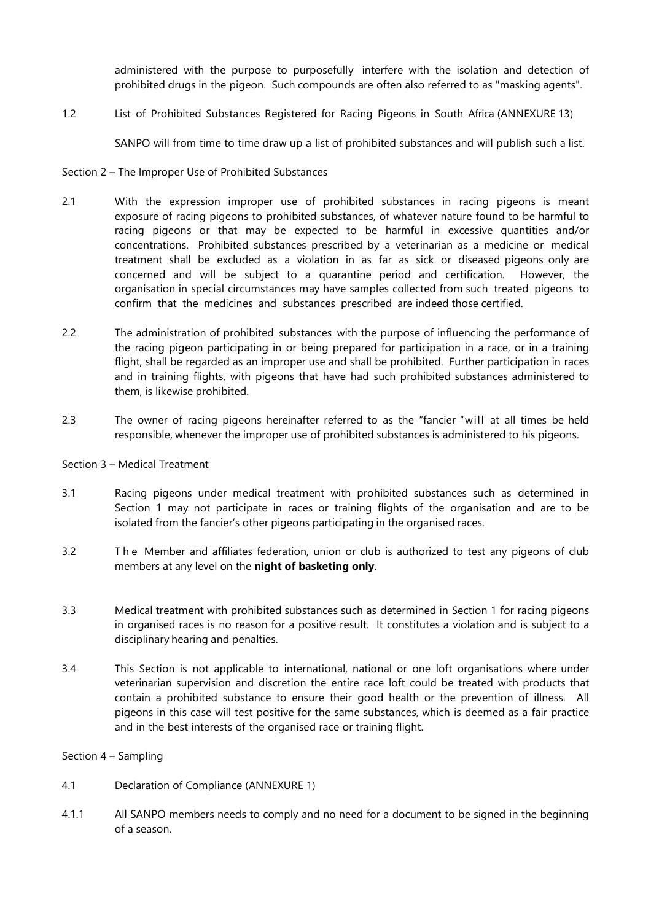administered with the purpose to purposefully interfere with the isolation and detection of prohibited drugs in the pigeon. Such compounds are often also referred to as "masking agents".

1.2 List of Prohibited Substances Registered for Racing Pigeons in South Africa (ANNEXURE 13)

SANPO will from time to time draw up a list of prohibited substances and will publish such a list.

Section 2 – The Improper Use of Prohibited Substances

2.1 With the expression improper use of prohibited substances in racing pigeons is meant exposure of racing pigeons to prohibited substances, of whatever nature found to be harmful to racing pigeons or that may be expected to be harmful in excessive quantities and/or concentrations. Prohibited substances prescribed by a veterinarian as a medicine or medical treatment shall be excluded as a violation in as far as sick or diseased pigeons only are concerned and will be subject to a quarantine period and certification. However, the organisation in special circumstances may have samples collected from such treated pigeons to confirm that the medicines and substances prescribed are indeed those certified.

2.2 The administration of prohibited substances with the purpose of influencing the performance of the racing pigeon participating in or being prepared for participation in a race, or in a training flight, shall be regarded as an improper use and shall be prohibited. Further participation in races and in training flights, with pigeons that have had such prohibited substances administered to them, is likewise prohibited.

2.3 The owner of racing pigeons hereinafter referred to as the "fancier "will at all times be held responsible, whenever the improper use of prohibited substances is administered to his pigeons.

Section 3 – Medical Treatment

3.1 Racing pigeons under medical treatment with prohibited substances such as determined in Section 1 may not participate in races or training flights of the organisation and are to be isolated from the fancier's other pigeons participating in the organised races.

3.2 The Member and affiliates federation, union or club is authorized to test any pigeons of club members at any level on the **night of basketing only**.

3.3 Medical treatment with prohibited substances such as determined in Section 1 for racing pigeons in organised races is no reason for a positive result. It constitutes a violation and is subject to a disciplinary hearing and penalties.

3.4 This Section is not applicable to international, national or one loft organisations where under veterinarian supervision and discretion the entire race loft could be treated with products that contain a prohibited substance to ensure their good health or the prevention of illness. All pigeons in this case will test positive for the same substances, which is deemed as a fair practice and in the best interests of the organised race or training flight.

Section 4 – Sampling

4.1 Declaration of Compliance (ANNEXURE 1)

4.1.1 All SANPO members needs to comply and no need for a document to be signed in the beginning of a season.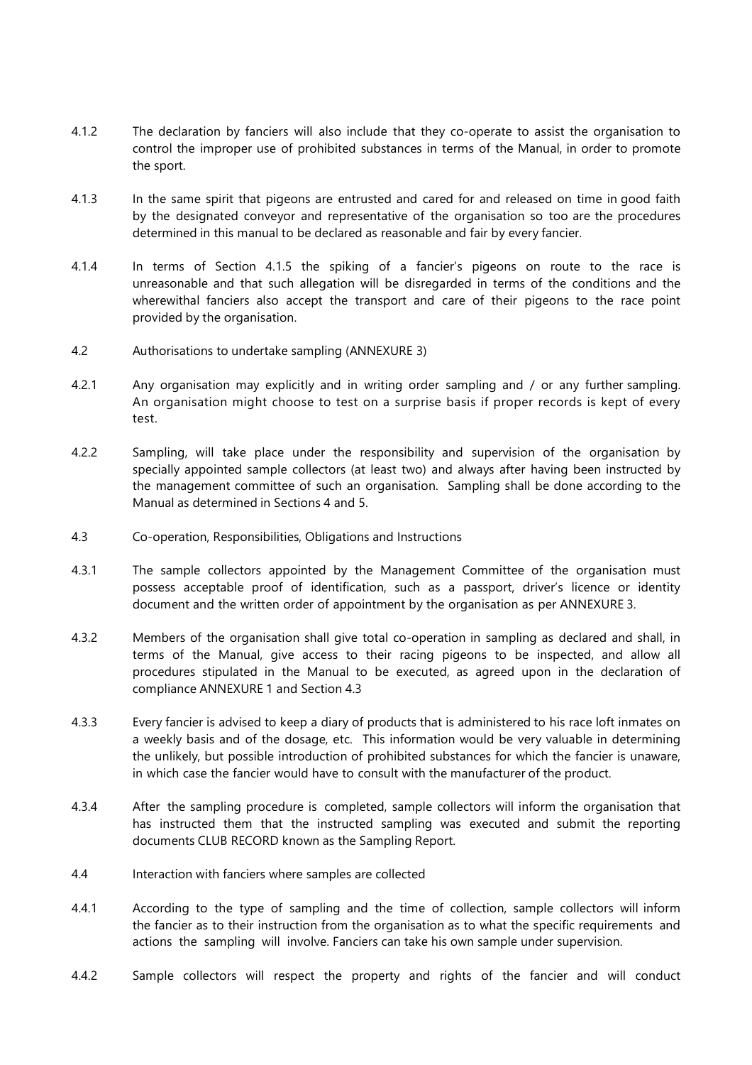4.1.2 The declaration by fanciers will also include that they co-operate to assist the organisation to control the improper use of prohibited substances in terms of the Manual, in order to promote the sport.

4.1.3 In the same spirit that pigeons are entrusted and cared for and released on time in good faith by the designated conveyor and representative of the organisation so too are the procedures determined in this manual to be declared as reasonable and fair by every fancier.

4.1.4 In terms of Section 4.1.5 the spiking of a fancier's pigeons on route to the race is unreasonable and that such allegation will be disregarded in terms of the conditions and the wherewithal fanciers also accept the transport and care of their pigeons to the race point provided by the organisation.

4.2 Authorisations to undertake sampling (ANNEXURE 3)

4.2.1 Any organisation may explicitly and in writing order sampling and / or any further sampling. An organisation might choose to test on a surprise basis if proper records is kept of every test.

4.2.2 Sampling, will take place under the responsibility and supervision of the organisation by specially appointed sample collectors (at least two) and always after having been instructed by the management committee of such an organisation. Sampling shall be done according to the Manual as determined in Sections 4 and 5.

4.3 Co-operation, Responsibilities, Obligations and Instructions

4.3.1 The sample collectors appointed by the Management Committee of the organisation must possess acceptable proof of identification, such as a passport, driver's licence or identity document and the written order of appointment by the organisation as per ANNEXURE 3.

4.3.2 Members of the organisation shall give total co-operation in sampling as declared and shall, in terms of the Manual, give access to their racing pigeons to be inspected, and allow all procedures stipulated in the Manual to be executed, as agreed upon in the declaration of compliance ANNEXURE 1 and Section 4.3

4.3.3 Every fancier is advised to keep a diary of products that is administered to his race loft inmates on a weekly basis and of the dosage, etc. This information would be very valuable in determining the unlikely, but possible introduction of prohibited substances for which the fancier is unaware, in which case the fancier would have to consult with the manufacturer of the product.

4.3.4 After the sampling procedure is completed, sample collectors will inform the organisation that has instructed them that the instructed sampling was executed and submit the reporting documents CLUB RECORD known as the Sampling Report.

4.4 Interaction with fanciers where samples are collected

4.4.1 According to the type of sampling and the time of collection, sample collectors will inform the fancier as to their instruction from the organisation as to what the specific requirements and actions the sampling will involve. Fanciers can take his own sample under supervision.

4.4.2 Sample collectors will respect the property and rights of the fancier and will conduct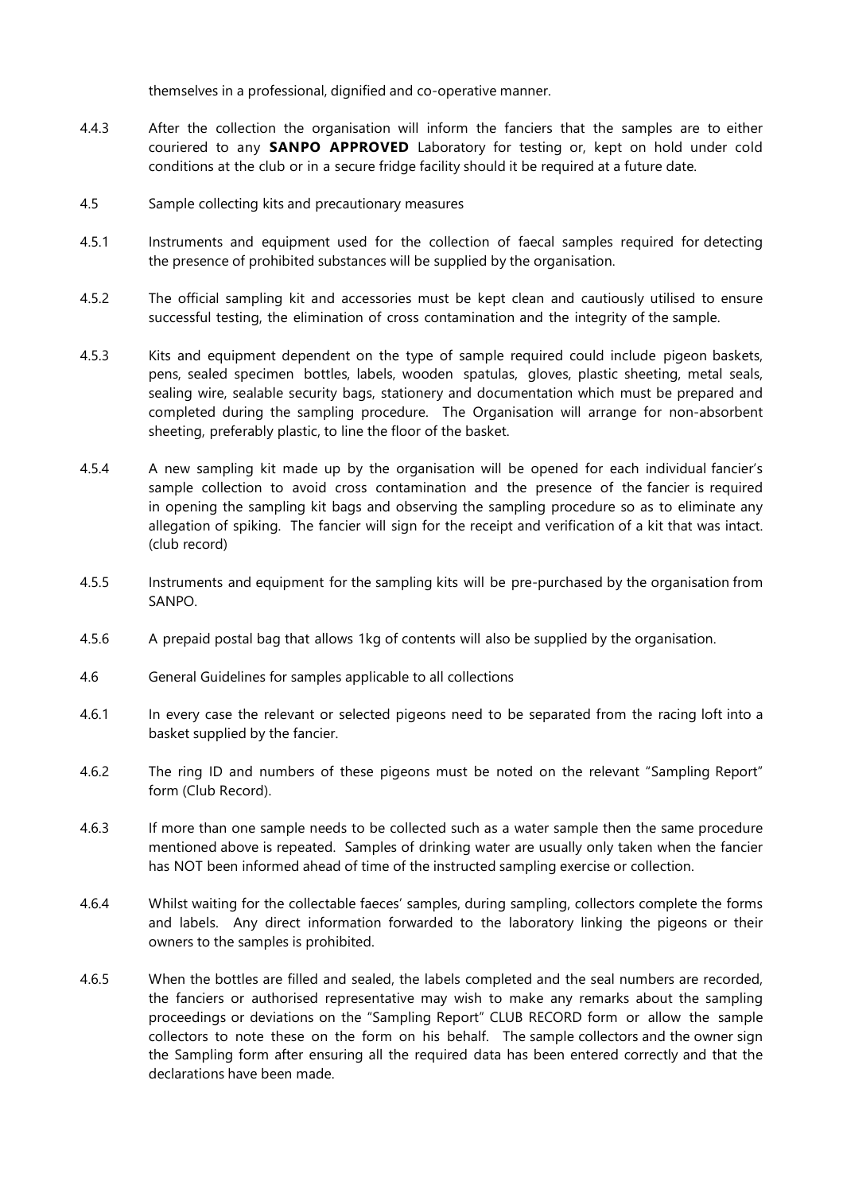themselves in a professional, dignified and co-operative manner.

4.4.3 After the collection the organisation will inform the fanciers that the samples are to either couriered to any **SANPO APPROVED** Laboratory for testing or, kept on hold under cold conditions at the club or in a secure fridge facility should it be required at a future date.

4.5 Sample collecting kits and precautionary measures

4.5.1 Instruments and equipment used for the collection of faecal samples required for detecting the presence of prohibited substances will be supplied by the organisation.

4.5.2 The official sampling kit and accessories must be kept clean and cautiously utilised to ensure successful testing, the elimination of cross contamination and the integrity of the sample.

4.5.3 Kits and equipment dependent on the type of sample required could include pigeon baskets, pens, sealed specimen bottles, labels, wooden spatulas, gloves, plastic sheeting, metal seals, sealing wire, sealable security bags, stationery and documentation which must be prepared and completed during the sampling procedure. The Organisation will arrange for non-absorbent sheeting, preferably plastic, to line the floor of the basket.

4.5.4 A new sampling kit made up by the organisation will be opened for each individual fancier's sample collection to avoid cross contamination and the presence of the fancier is required in opening the sampling kit bags and observing the sampling procedure so as to eliminate any allegation of spiking. The fancier will sign for the receipt and verification of a kit that was intact. (club record)

4.5.5 Instruments and equipment for the sampling kits will be pre-purchased by the organisation from SANPO.

4.5.6 A prepaid postal bag that allows 1kg of contents will also be supplied by the organisation.

4.6 General Guidelines for samples applicable to all collections

4.6.1 In every case the relevant or selected pigeons need to be separated from the racing loft into a basket supplied by the fancier.

4.6.2 The ring ID and numbers of these pigeons must be noted on the relevant "Sampling Report" form (Club Record).

4.6.3 If more than one sample needs to be collected such as a water sample then the same procedure mentioned above is repeated. Samples of drinking water are usually only taken when the fancier has NOT been informed ahead of time of the instructed sampling exercise or collection.

4.6.4 Whilst waiting for the collectable faeces' samples, during sampling, collectors complete the forms and labels. Any direct information forwarded to the laboratory linking the pigeons or their owners to the samples is prohibited.

4.6.5 When the bottles are filled and sealed, the labels completed and the seal numbers are recorded, the fanciers or authorised representative may wish to make any remarks about the sampling proceedings or deviations on the "Sampling Report" CLUB RECORD form or allow the sample collectors to note these on the form on his behalf. The sample collectors and the owner sign the Sampling form after ensuring all the required data has been entered correctly and that the declarations have been made.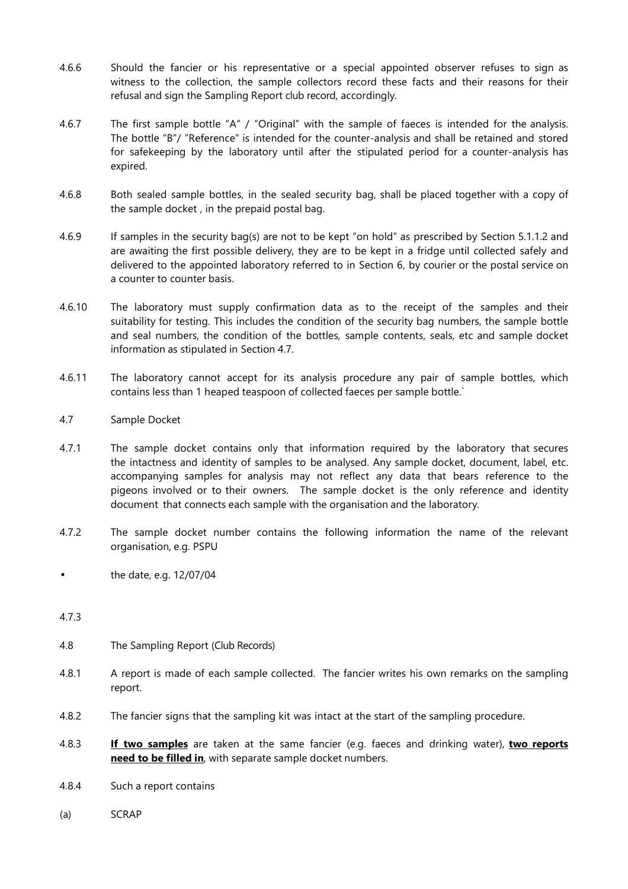4.6.6 Should the fancier or his representative or a special appointed observer refuses to sign as witness to the collection, the sample collectors record these facts and their reasons for their refusal and sign the Sampling Report club record, accordingly.

4.6.7 The first sample bottle "A" / "Original" with the sample of faeces is intended for the analysis. The bottle "B"/ "Reference" is intended for the counter-analysis and shall be retained and stored for safekeeping by the laboratory until after the stipulated period for a counter-analysis has expired.

4.6.8 Both sealed sample bottles, in the sealed security bag, shall be placed together with a copy of the sample docket , in the prepaid postal bag.

4.6.9 If samples in the security bag(s) are not to be kept "on hold" as prescribed by Section 5.1.1.2 and are awaiting the first possible delivery, they are to be kept in a fridge until collected safely and delivered to the appointed laboratory referred to in Section 6, by courier or the postal service on a counter to counter basis.

4.6.10 The laboratory must supply confirmation data as to the receipt of the samples and their suitability for testing. This includes the condition of the security bag numbers, the sample bottle and seal numbers, the condition of the bottles, sample contents, seals, etc and sample docket information as stipulated in Section 4.7.

4.6.11 The laboratory cannot accept for its analysis procedure any pair of sample bottles, which contains less than 1 heaped teaspoon of collected faeces per sample bottle.`

4.7 Sample Docket

4.7.1 The sample docket contains only that information required by the laboratory that secures the intactness and identity of samples to be analysed. Any sample docket, document, label, etc. accompanying samples for analysis may not reflect any data that bears reference to the pigeons involved or to their owners. The sample docket is the only reference and identity document that connects each sample with the organisation and the laboratory.

4.7.2 The sample docket number contains the following information the name of the relevant organisation, e.g. PSPU

- the date, e.g. 12/07/04

4.7.3

4.8 The Sampling Report (Club Records)

4.8.1 A report is made of each sample collected. The fancier writes his own remarks on the sampling report.

4.8.2 The fancier signs that the sampling kit was intact at the start of the sampling procedure.

4.8.3 **<u>If two samples</u>** are taken at the same fancier (e.g. faeces and drinking water), **<u>two reports need to be filled in</u>**, with separate sample docket numbers.

4.8.4 Such a report contains

(a) SCRAP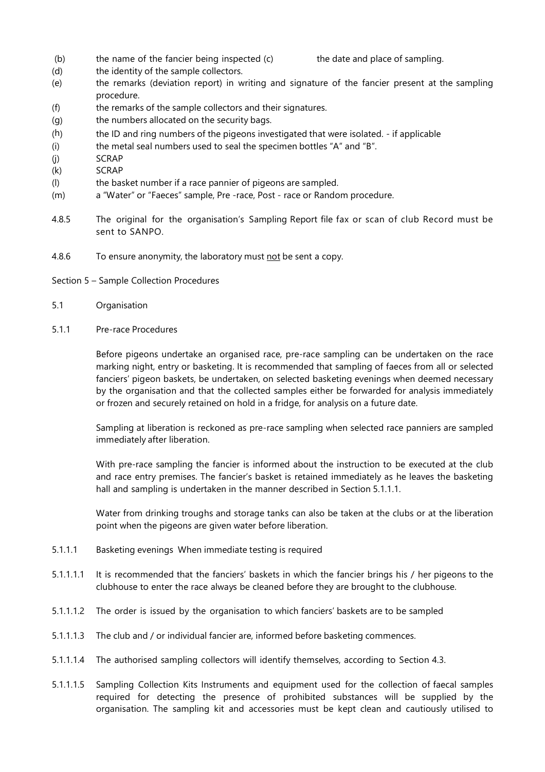(b) the name of the fancier being inspected (c) the date and place of sampling.
(d) the identity of the sample collectors.
(e) the remarks (deviation report) in writing and signature of the fancier present at the sampling procedure.
(f) the remarks of the sample collectors and their signatures.
(g) the numbers allocated on the security bags.
(h) the ID and ring numbers of the pigeons investigated that were isolated. - if applicable
(i) the metal seal numbers used to seal the specimen bottles "A" and "B".
(j) SCRAP
(k) SCRAP
(l) the basket number if a race pannier of pigeons are sampled.
(m) a "Water" or "Faeces" sample, Pre -race, Post - race or Random procedure.

4.8.5 The original for the organisation's Sampling Report file fax or scan of club Record must be sent to SANPO.

4.8.6 To ensure anonymity, the laboratory must not be sent a copy.

Section 5 – Sample Collection Procedures

5.1 Organisation

5.1.1 Pre-race Procedures

Before pigeons undertake an organised race, pre-race sampling can be undertaken on the race marking night, entry or basketing. It is recommended that sampling of faeces from all or selected fanciers' pigeon baskets, be undertaken, on selected basketing evenings when deemed necessary by the organisation and that the collected samples either be forwarded for analysis immediately or frozen and securely retained on hold in a fridge, for analysis on a future date.

Sampling at liberation is reckoned as pre-race sampling when selected race panniers are sampled immediately after liberation.

With pre-race sampling the fancier is informed about the instruction to be executed at the club and race entry premises. The fancier's basket is retained immediately as he leaves the basketing hall and sampling is undertaken in the manner described in Section 5.1.1.1.

Water from drinking troughs and storage tanks can also be taken at the clubs or at the liberation point when the pigeons are given water before liberation.

5.1.1.1 Basketing evenings When immediate testing is required

5.1.1.1.1 It is recommended that the fanciers' baskets in which the fancier brings his / her pigeons to the clubhouse to enter the race always be cleaned before they are brought to the clubhouse.

5.1.1.1.2 The order is issued by the organisation to which fanciers' baskets are to be sampled

5.1.1.1.3 The club and / or individual fancier are, informed before basketing commences.

5.1.1.1.4 The authorised sampling collectors will identify themselves, according to Section 4.3.

5.1.1.1.5 Sampling Collection Kits Instruments and equipment used for the collection of faecal samples required for detecting the presence of prohibited substances will be supplied by the organisation. The sampling kit and accessories must be kept clean and cautiously utilised to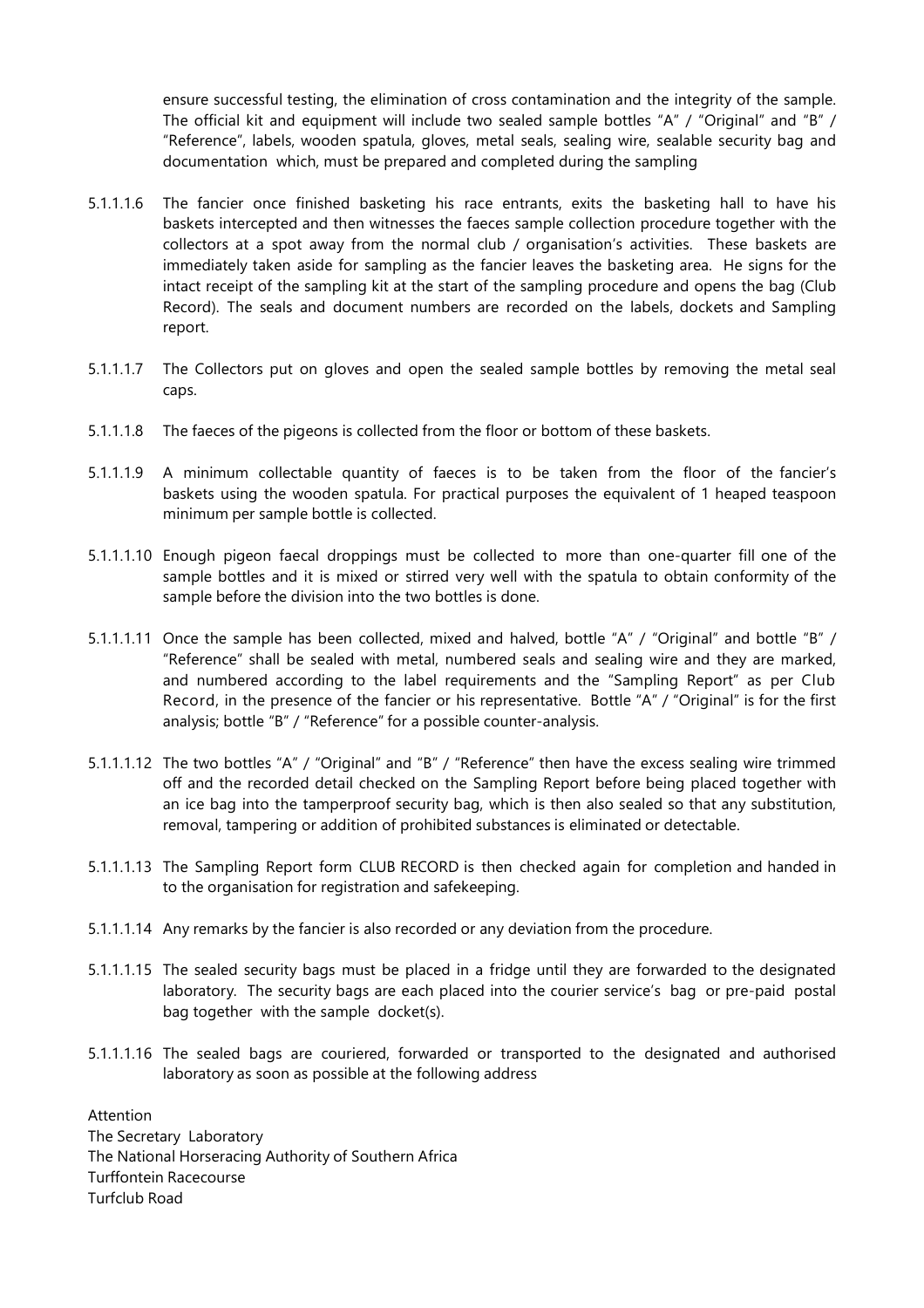ensure successful testing, the elimination of cross contamination and the integrity of the sample. The official kit and equipment will include two sealed sample bottles "A" / "Original" and "B" / "Reference", labels, wooden spatula, gloves, metal seals, sealing wire, sealable security bag and documentation which, must be prepared and completed during the sampling

5.1.1.1.6 The fancier once finished basketing his race entrants, exits the basketing hall to have his baskets intercepted and then witnesses the faeces sample collection procedure together with the collectors at a spot away from the normal club / organisation's activities. These baskets are immediately taken aside for sampling as the fancier leaves the basketing area. He signs for the intact receipt of the sampling kit at the start of the sampling procedure and opens the bag (Club Record). The seals and document numbers are recorded on the labels, dockets and Sampling report.

5.1.1.1.7 The Collectors put on gloves and open the sealed sample bottles by removing the metal seal caps.

5.1.1.1.8 The faeces of the pigeons is collected from the floor or bottom of these baskets.

5.1.1.1.9 A minimum collectable quantity of faeces is to be taken from the floor of the fancier's baskets using the wooden spatula. For practical purposes the equivalent of 1 heaped teaspoon minimum per sample bottle is collected.

5.1.1.1.10 Enough pigeon faecal droppings must be collected to more than one-quarter fill one of the sample bottles and it is mixed or stirred very well with the spatula to obtain conformity of the sample before the division into the two bottles is done.

5.1.1.1.11 Once the sample has been collected, mixed and halved, bottle "A" / "Original" and bottle "B" / "Reference" shall be sealed with metal, numbered seals and sealing wire and they are marked, and numbered according to the label requirements and the "Sampling Report" as per Club Record, in the presence of the fancier or his representative. Bottle "A" / "Original" is for the first analysis; bottle "B" / "Reference" for a possible counter-analysis.

5.1.1.1.12 The two bottles "A" / "Original" and "B" / "Reference" then have the excess sealing wire trimmed off and the recorded detail checked on the Sampling Report before being placed together with an ice bag into the tamperproof security bag, which is then also sealed so that any substitution, removal, tampering or addition of prohibited substances is eliminated or detectable.

5.1.1.1.13 The Sampling Report form CLUB RECORD is then checked again for completion and handed in to the organisation for registration and safekeeping.

5.1.1.1.14 Any remarks by the fancier is also recorded or any deviation from the procedure.

5.1.1.1.15 The sealed security bags must be placed in a fridge until they are forwarded to the designated laboratory. The security bags are each placed into the courier service's bag or pre-paid postal bag together with the sample docket(s).

5.1.1.1.16 The sealed bags are couriered, forwarded or transported to the designated and authorised laboratory as soon as possible at the following address

Attention
The Secretary Laboratory
The National Horseracing Authority of Southern Africa
Turffontein Racecourse
Turfclub Road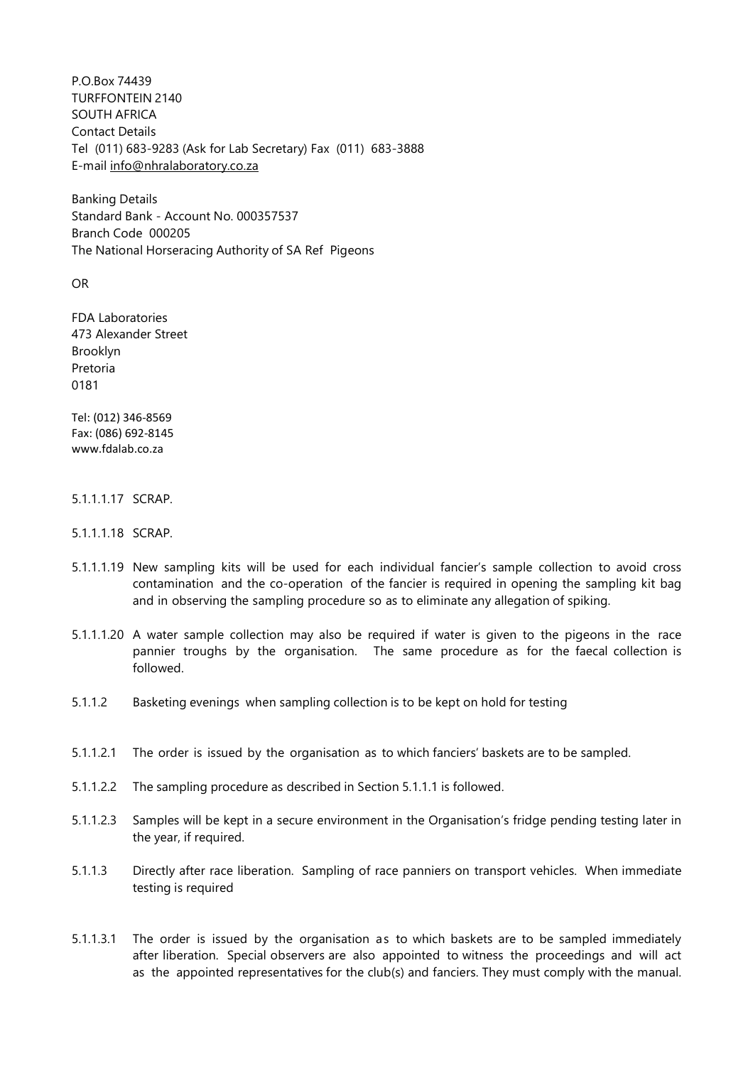P.O.Box 74439
TURFFONTEIN 2140
SOUTH AFRICA
Contact Details
Tel (011) 683-9283 (Ask for Lab Secretary) Fax (011) 683-3888
E-mail info@nhralaboratory.co.za

Banking Details
Standard Bank - Account No. 000357537
Branch Code 000205
The National Horseracing Authority of SA Ref Pigeons

OR

FDA Laboratories
473 Alexander Street
Brooklyn
Pretoria
0181

Tel: (012) 346-8569
Fax: (086) 692-8145
www.fdalab.co.za

5.1.1.1.17 SCRAP.

5.1.1.1.18 SCRAP.

5.1.1.1.19 New sampling kits will be used for each individual fancier's sample collection to avoid cross contamination and the co-operation of the fancier is required in opening the sampling kit bag and in observing the sampling procedure so as to eliminate any allegation of spiking.

5.1.1.1.20 A water sample collection may also be required if water is given to the pigeons in the race pannier troughs by the organisation. The same procedure as for the faecal collection is followed.

5.1.1.2 Basketing evenings when sampling collection is to be kept on hold for testing

5.1.1.2.1 The order is issued by the organisation as to which fanciers' baskets are to be sampled.

5.1.1.2.2 The sampling procedure as described in Section 5.1.1.1 is followed.

5.1.1.2.3 Samples will be kept in a secure environment in the Organisation's fridge pending testing later in the year, if required.

5.1.1.3 Directly after race liberation. Sampling of race panniers on transport vehicles. When immediate testing is required

5.1.1.3.1 The order is issued by the organisation as to which baskets are to be sampled immediately after liberation. Special observers are also appointed to witness the proceedings and will act as the appointed representatives for the club(s) and fanciers. They must comply with the manual.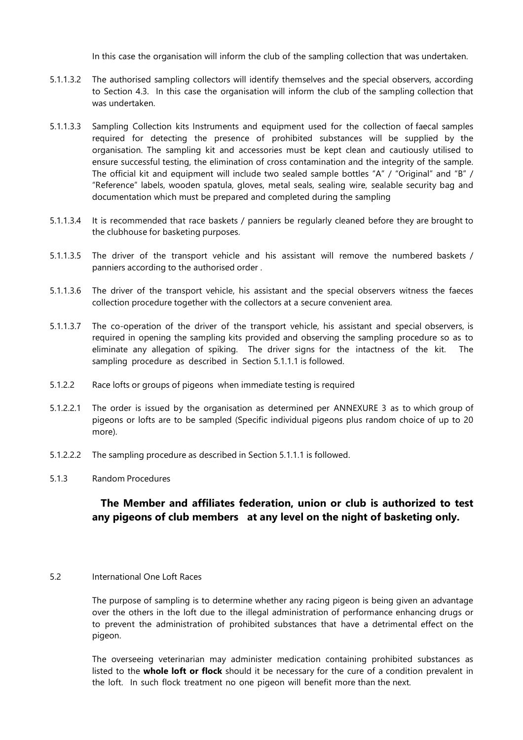In this case the organisation will inform the club of the sampling collection that was undertaken.

5.1.1.3.2 The authorised sampling collectors will identify themselves and the special observers, according to Section 4.3. In this case the organisation will inform the club of the sampling collection that was undertaken.

5.1.1.3.3 Sampling Collection kits Instruments and equipment used for the collection of faecal samples required for detecting the presence of prohibited substances will be supplied by the organisation. The sampling kit and accessories must be kept clean and cautiously utilised to ensure successful testing, the elimination of cross contamination and the integrity of the sample. The official kit and equipment will include two sealed sample bottles "A" / "Original" and "B" / "Reference" labels, wooden spatula, gloves, metal seals, sealing wire, sealable security bag and documentation which must be prepared and completed during the sampling

5.1.1.3.4 It is recommended that race baskets / panniers be regularly cleaned before they are brought to the clubhouse for basketing purposes.

5.1.1.3.5 The driver of the transport vehicle and his assistant will remove the numbered baskets / panniers according to the authorised order .

5.1.1.3.6 The driver of the transport vehicle, his assistant and the special observers witness the faeces collection procedure together with the collectors at a secure convenient area.

5.1.1.3.7 The co-operation of the driver of the transport vehicle, his assistant and special observers, is required in opening the sampling kits provided and observing the sampling procedure so as to eliminate any allegation of spiking. The driver signs for the intactness of the kit. The sampling procedure as described in Section 5.1.1.1 is followed.

5.1.2.2 Race lofts or groups of pigeons when immediate testing is required

5.1.2.2.1 The order is issued by the organisation as determined per ANNEXURE 3 as to which group of pigeons or lofts are to be sampled (Specific individual pigeons plus random choice of up to 20 more).

5.1.2.2.2 The sampling procedure as described in Section 5.1.1.1 is followed.

5.1.3 Random Procedures

**The Member and affiliates federation, union or club is authorized to test any pigeons of club members at any level on the night of basketing only.**

5.2 International One Loft Races

The purpose of sampling is to determine whether any racing pigeon is being given an advantage over the others in the loft due to the illegal administration of performance enhancing drugs or to prevent the administration of prohibited substances that have a detrimental effect on the pigeon.

The overseeing veterinarian may administer medication containing prohibited substances as listed to the **whole loft or flock** should it be necessary for the cure of a condition prevalent in the loft. In such flock treatment no one pigeon will benefit more than the next.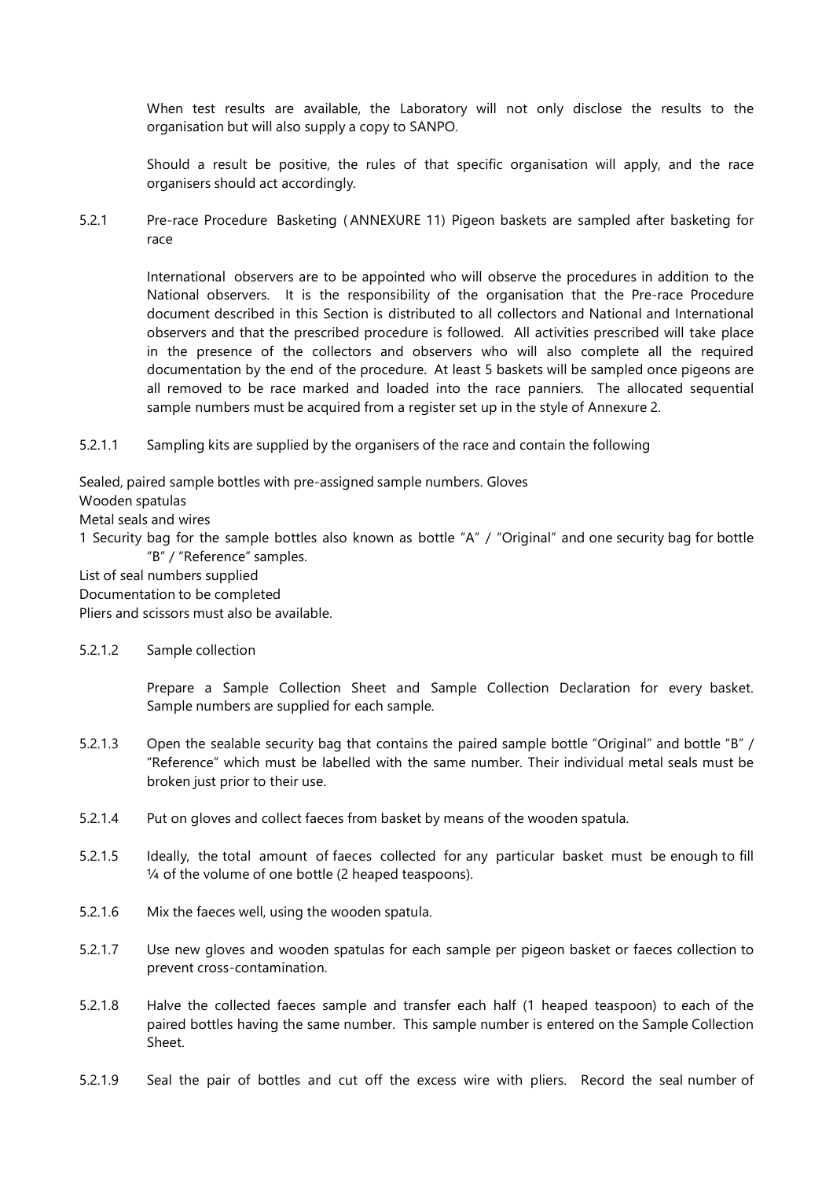When test results are available, the Laboratory will not only disclose the results to the organisation but will also supply a copy to SANPO.

Should a result be positive, the rules of that specific organisation will apply, and the race organisers should act accordingly.

5.2.1 Pre-race Procedure Basketing ( ANNEXURE 11) Pigeon baskets are sampled after basketing for race

International observers are to be appointed who will observe the procedures in addition to the National observers. It is the responsibility of the organisation that the Pre-race Procedure document described in this Section is distributed to all collectors and National and International observers and that the prescribed procedure is followed. All activities prescribed will take place in the presence of the collectors and observers who will also complete all the required documentation by the end of the procedure. At least 5 baskets will be sampled once pigeons are all removed to be race marked and loaded into the race panniers. The allocated sequential sample numbers must be acquired from a register set up in the style of Annexure 2.

5.2.1.1 Sampling kits are supplied by the organisers of the race and contain the following

Sealed, paired sample bottles with pre-assigned sample numbers. Gloves
Wooden spatulas
Metal seals and wires
1 Security bag for the sample bottles also known as bottle "A" / "Original" and one security bag for bottle "B" / "Reference" samples.
List of seal numbers supplied
Documentation to be completed
Pliers and scissors must also be available.

5.2.1.2 Sample collection

Prepare a Sample Collection Sheet and Sample Collection Declaration for every basket. Sample numbers are supplied for each sample.

5.2.1.3 Open the sealable security bag that contains the paired sample bottle "Original" and bottle "B" / "Reference" which must be labelled with the same number. Their individual metal seals must be broken just prior to their use.

5.2.1.4 Put on gloves and collect faeces from basket by means of the wooden spatula.

5.2.1.5 Ideally, the total amount of faeces collected for any particular basket must be enough to fill ¼ of the volume of one bottle (2 heaped teaspoons).

5.2.1.6 Mix the faeces well, using the wooden spatula.

5.2.1.7 Use new gloves and wooden spatulas for each sample per pigeon basket or faeces collection to prevent cross-contamination.

5.2.1.8 Halve the collected faeces sample and transfer each half (1 heaped teaspoon) to each of the paired bottles having the same number. This sample number is entered on the Sample Collection Sheet.

5.2.1.9 Seal the pair of bottles and cut off the excess wire with pliers. Record the seal number of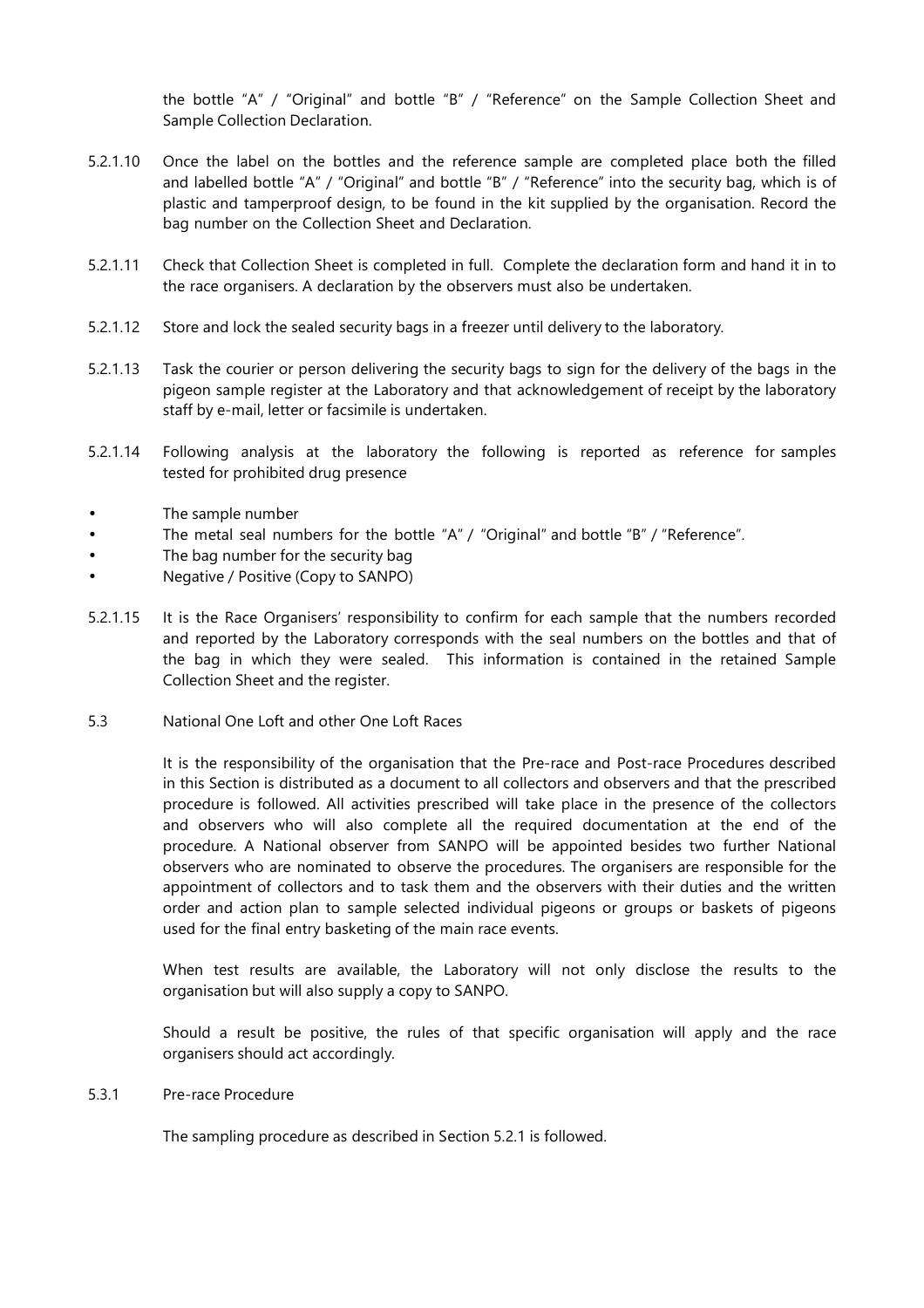the bottle "A" / "Original" and bottle "B" / "Reference" on the Sample Collection Sheet and Sample Collection Declaration.

5.2.1.10 Once the label on the bottles and the reference sample are completed place both the filled and labelled bottle "A" / "Original" and bottle "B" / "Reference" into the security bag, which is of plastic and tamperproof design, to be found in the kit supplied by the organisation. Record the bag number on the Collection Sheet and Declaration.

5.2.1.11 Check that Collection Sheet is completed in full. Complete the declaration form and hand it in to the race organisers. A declaration by the observers must also be undertaken.

5.2.1.12 Store and lock the sealed security bags in a freezer until delivery to the laboratory.

5.2.1.13 Task the courier or person delivering the security bags to sign for the delivery of the bags in the pigeon sample register at the Laboratory and that acknowledgement of receipt by the laboratory staff by e-mail, letter or facsimile is undertaken.

5.2.1.14 Following analysis at the laboratory the following is reported as reference for samples tested for prohibited drug presence

- The sample number
- The metal seal numbers for the bottle "A" / "Original" and bottle "B" / "Reference".
- The bag number for the security bag
- Negative / Positive (Copy to SANPO)

5.2.1.15 It is the Race Organisers' responsibility to confirm for each sample that the numbers recorded and reported by the Laboratory corresponds with the seal numbers on the bottles and that of the bag in which they were sealed. This information is contained in the retained Sample Collection Sheet and the register.

## 5.3 National One Loft and other One Loft Races

It is the responsibility of the organisation that the Pre-race and Post-race Procedures described in this Section is distributed as a document to all collectors and observers and that the prescribed procedure is followed. All activities prescribed will take place in the presence of the collectors and observers who will also complete all the required documentation at the end of the procedure. A National observer from SANPO will be appointed besides two further National observers who are nominated to observe the procedures. The organisers are responsible for the appointment of collectors and to task them and the observers with their duties and the written order and action plan to sample selected individual pigeons or groups or baskets of pigeons used for the final entry basketing of the main race events.

When test results are available, the Laboratory will not only disclose the results to the organisation but will also supply a copy to SANPO.

Should a result be positive, the rules of that specific organisation will apply and the race organisers should act accordingly.

### 5.3.1 Pre-race Procedure

The sampling procedure as described in Section 5.2.1 is followed.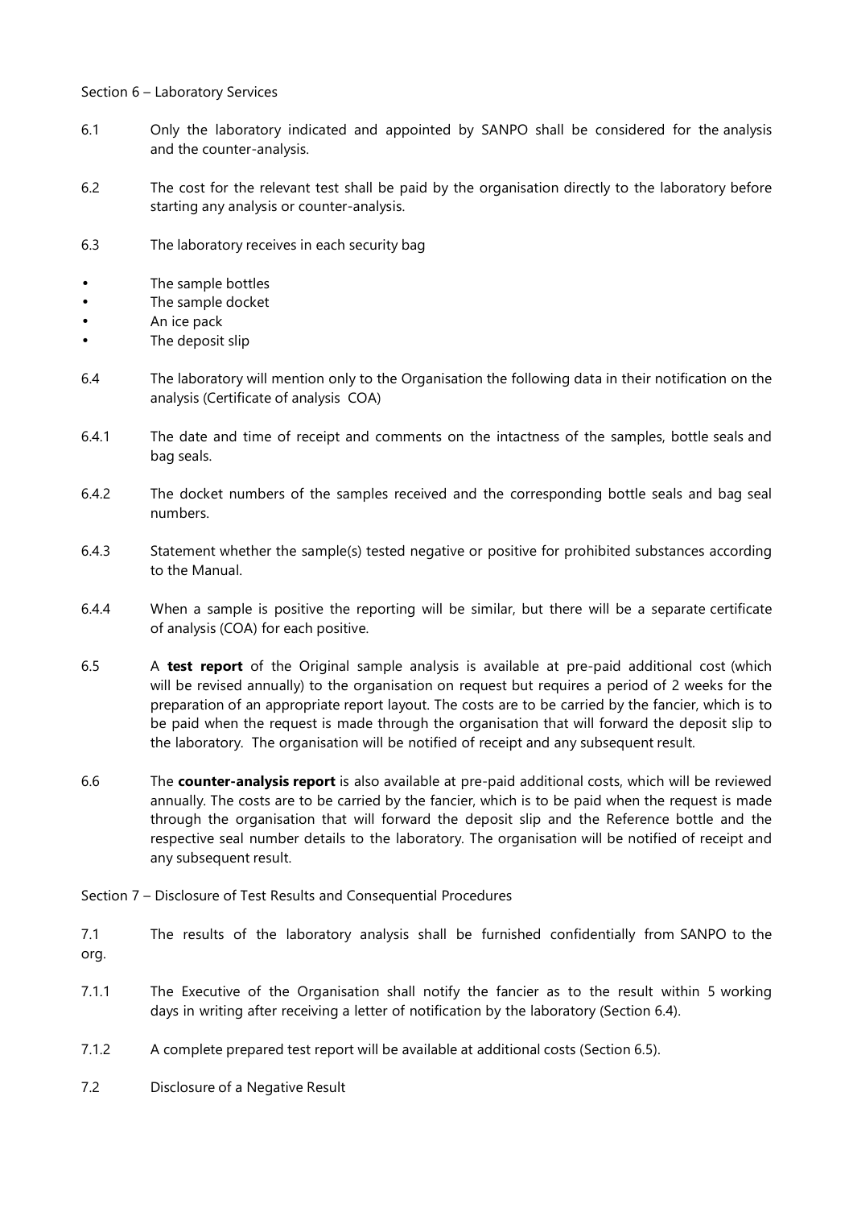Section 6 – Laboratory Services

6.1 Only the laboratory indicated and appointed by SANPO shall be considered for the analysis and the counter-analysis.

6.2 The cost for the relevant test shall be paid by the organisation directly to the laboratory before starting any analysis or counter-analysis.

6.3 The laboratory receives in each security bag

- The sample bottles
- The sample docket
- An ice pack
- The deposit slip

6.4 The laboratory will mention only to the Organisation the following data in their notification on the analysis (Certificate of analysis COA)

6.4.1 The date and time of receipt and comments on the intactness of the samples, bottle seals and bag seals.

6.4.2 The docket numbers of the samples received and the corresponding bottle seals and bag seal numbers.

6.4.3 Statement whether the sample(s) tested negative or positive for prohibited substances according to the Manual.

6.4.4 When a sample is positive the reporting will be similar, but there will be a separate certificate of analysis (COA) for each positive.

6.5 A **test report** of the Original sample analysis is available at pre-paid additional cost (which will be revised annually) to the organisation on request but requires a period of 2 weeks for the preparation of an appropriate report layout. The costs are to be carried by the fancier, which is to be paid when the request is made through the organisation that will forward the deposit slip to the laboratory. The organisation will be notified of receipt and any subsequent result.

6.6 The **counter-analysis report** is also available at pre-paid additional costs, which will be reviewed annually. The costs are to be carried by the fancier, which is to be paid when the request is made through the organisation that will forward the deposit slip and the Reference bottle and the respective seal number details to the laboratory. The organisation will be notified of receipt and any subsequent result.

Section 7 – Disclosure of Test Results and Consequential Procedures

7.1 The results of the laboratory analysis shall be furnished confidentially from SANPO to the org.

7.1.1 The Executive of the Organisation shall notify the fancier as to the result within 5 working days in writing after receiving a letter of notification by the laboratory (Section 6.4).

7.1.2 A complete prepared test report will be available at additional costs (Section 6.5).

7.2 Disclosure of a Negative Result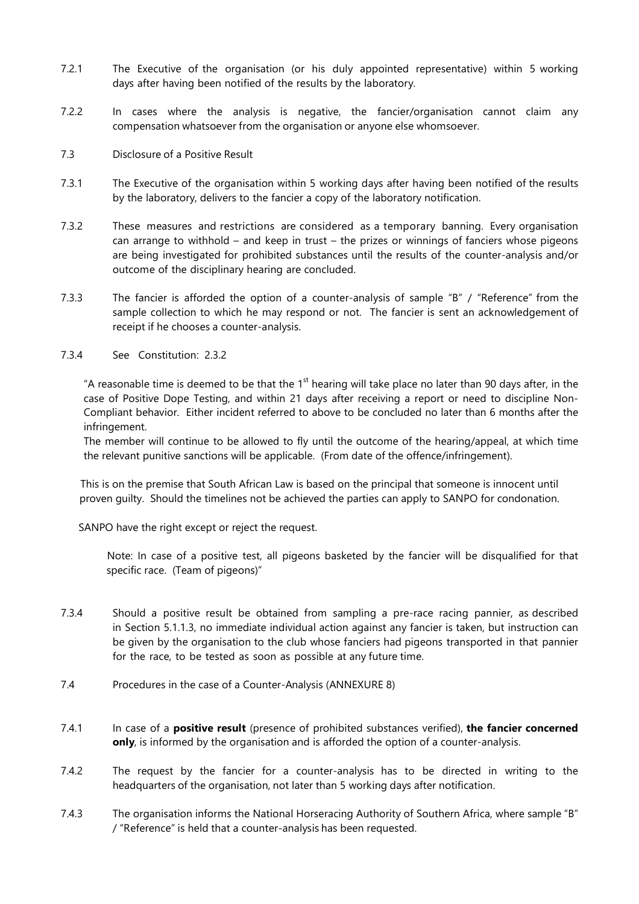7.2.1 The Executive of the organisation (or his duly appointed representative) within 5 working days after having been notified of the results by the laboratory.

7.2.2 In cases where the analysis is negative, the fancier/organisation cannot claim any compensation whatsoever from the organisation or anyone else whomsoever.

7.3 Disclosure of a Positive Result

7.3.1 The Executive of the organisation within 5 working days after having been notified of the results by the laboratory, delivers to the fancier a copy of the laboratory notification.

7.3.2 These measures and restrictions are considered as a temporary banning. Every organisation can arrange to withhold – and keep in trust – the prizes or winnings of fanciers whose pigeons are being investigated for prohibited substances until the results of the counter-analysis and/or outcome of the disciplinary hearing are concluded.

7.3.3 The fancier is afforded the option of a counter-analysis of sample "B" / "Reference" from the sample collection to which he may respond or not. The fancier is sent an acknowledgement of receipt if he chooses a counter-analysis.

7.3.4 See Constitution: 2.3.2

"A reasonable time is deemed to be that the 1st hearing will take place no later than 90 days after, in the case of Positive Dope Testing, and within 21 days after receiving a report or need to discipline Non-Compliant behavior. Either incident referred to above to be concluded no later than 6 months after the infringement.

The member will continue to be allowed to fly until the outcome of the hearing/appeal, at which time the relevant punitive sanctions will be applicable. (From date of the offence/infringement).

This is on the premise that South African Law is based on the principal that someone is innocent until proven guilty. Should the timelines not be achieved the parties can apply to SANPO for condonation.

SANPO have the right except or reject the request.

Note: In case of a positive test, all pigeons basketed by the fancier will be disqualified for that specific race. (Team of pigeons)"

7.3.4 Should a positive result be obtained from sampling a pre-race racing pannier, as described in Section 5.1.1.3, no immediate individual action against any fancier is taken, but instruction can be given by the organisation to the club whose fanciers had pigeons transported in that pannier for the race, to be tested as soon as possible at any future time.

7.4 Procedures in the case of a Counter-Analysis (ANNEXURE 8)

7.4.1 In case of a **positive result** (presence of prohibited substances verified), **the fancier concerned only**, is informed by the organisation and is afforded the option of a counter-analysis.

7.4.2 The request by the fancier for a counter-analysis has to be directed in writing to the headquarters of the organisation, not later than 5 working days after notification.

7.4.3 The organisation informs the National Horseracing Authority of Southern Africa, where sample "B" / "Reference" is held that a counter-analysis has been requested.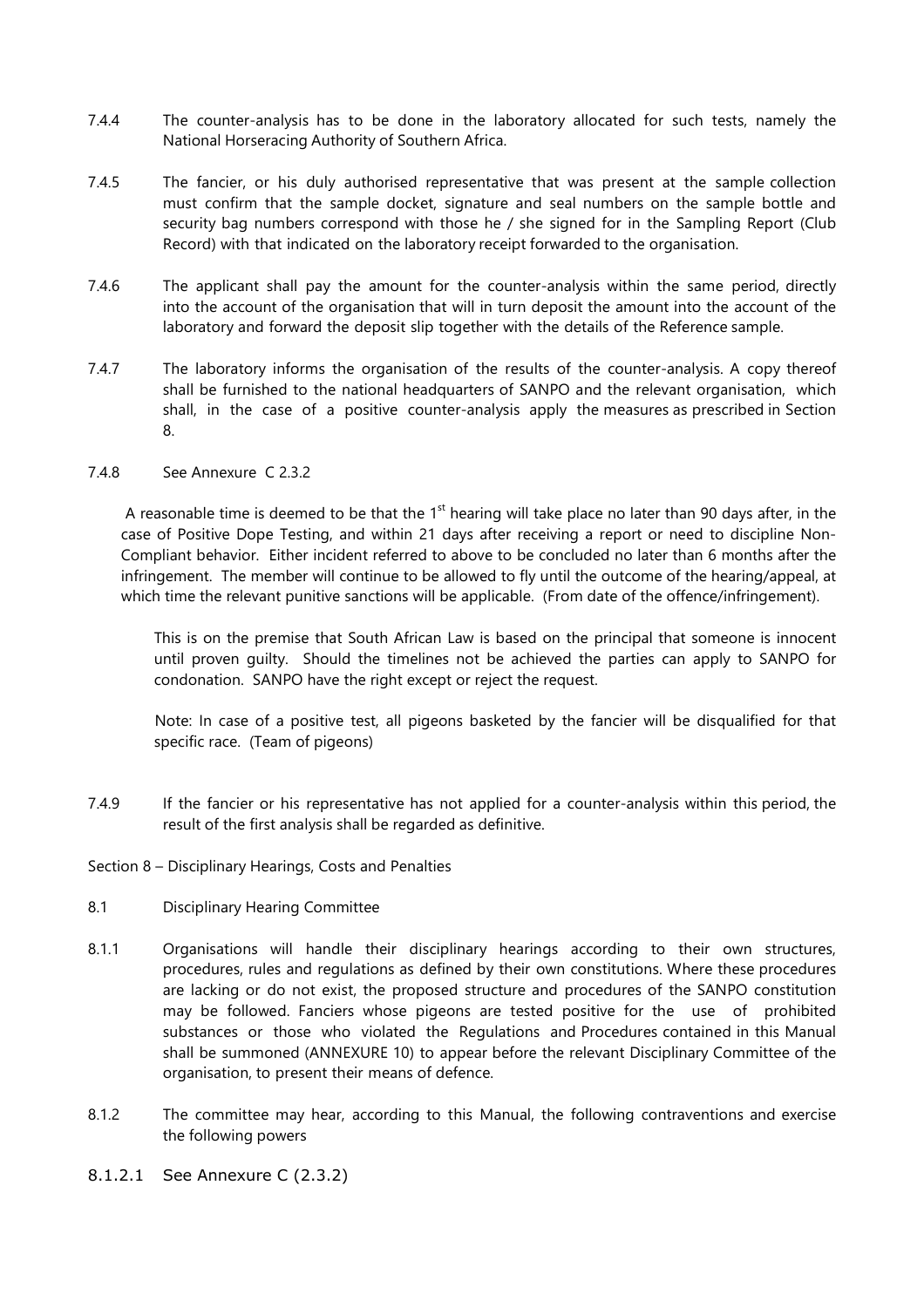7.4.4 The counter-analysis has to be done in the laboratory allocated for such tests, namely the National Horseracing Authority of Southern Africa.

7.4.5 The fancier, or his duly authorised representative that was present at the sample collection must confirm that the sample docket, signature and seal numbers on the sample bottle and security bag numbers correspond with those he / she signed for in the Sampling Report (Club Record) with that indicated on the laboratory receipt forwarded to the organisation.

7.4.6 The applicant shall pay the amount for the counter-analysis within the same period, directly into the account of the organisation that will in turn deposit the amount into the account of the laboratory and forward the deposit slip together with the details of the Reference sample.

7.4.7 The laboratory informs the organisation of the results of the counter-analysis. A copy thereof shall be furnished to the national headquarters of SANPO and the relevant organisation, which shall, in the case of a positive counter-analysis apply the measures as prescribed in Section 8.

7.4.8 See Annexure C 2.3.2

A reasonable time is deemed to be that the 1st hearing will take place no later than 90 days after, in the case of Positive Dope Testing, and within 21 days after receiving a report or need to discipline Non-Compliant behavior. Either incident referred to above to be concluded no later than 6 months after the infringement. The member will continue to be allowed to fly until the outcome of the hearing/appeal, at which time the relevant punitive sanctions will be applicable. (From date of the offence/infringement).

This is on the premise that South African Law is based on the principal that someone is innocent until proven guilty. Should the timelines not be achieved the parties can apply to SANPO for condonation. SANPO have the right except or reject the request.

Note: In case of a positive test, all pigeons basketed by the fancier will be disqualified for that specific race. (Team of pigeons)

7.4.9 If the fancier or his representative has not applied for a counter-analysis within this period, the result of the first analysis shall be regarded as definitive.

## Section 8 – Disciplinary Hearings, Costs and Penalties

### 8.1 Disciplinary Hearing Committee

8.1.1 Organisations will handle their disciplinary hearings according to their own structures, procedures, rules and regulations as defined by their own constitutions. Where these procedures are lacking or do not exist, the proposed structure and procedures of the SANPO constitution may be followed. Fanciers whose pigeons are tested positive for the use of prohibited substances or those who violated the Regulations and Procedures contained in this Manual shall be summoned (ANNEXURE 10) to appear before the relevant Disciplinary Committee of the organisation, to present their means of defence.

8.1.2 The committee may hear, according to this Manual, the following contraventions and exercise the following powers

8.1.2.1 See Annexure C (2.3.2)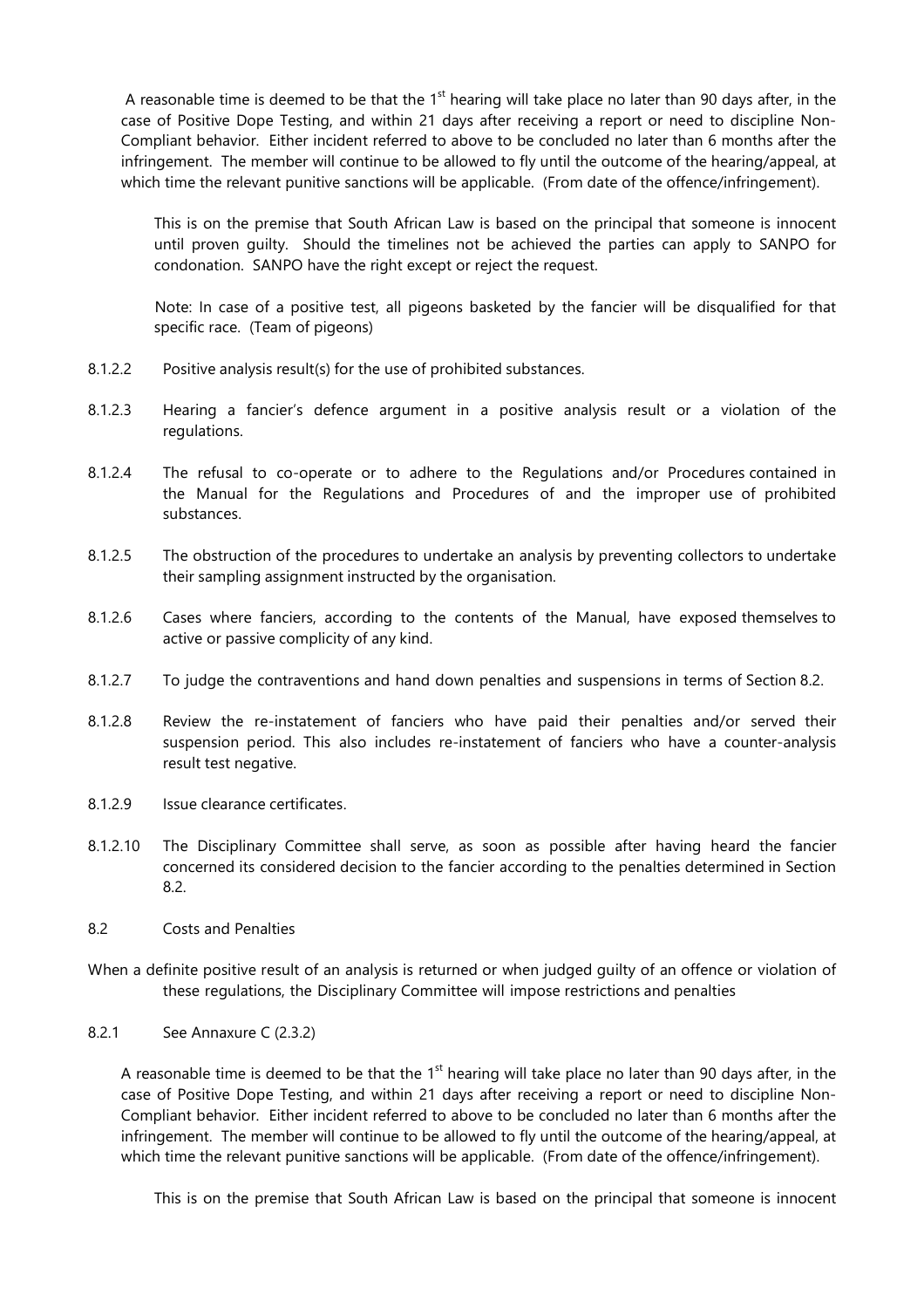A reasonable time is deemed to be that the 1st hearing will take place no later than 90 days after, in the case of Positive Dope Testing, and within 21 days after receiving a report or need to discipline Non-Compliant behavior. Either incident referred to above to be concluded no later than 6 months after the infringement. The member will continue to be allowed to fly until the outcome of the hearing/appeal, at which time the relevant punitive sanctions will be applicable. (From date of the offence/infringement).

This is on the premise that South African Law is based on the principal that someone is innocent until proven guilty. Should the timelines not be achieved the parties can apply to SANPO for condonation. SANPO have the right except or reject the request.

Note: In case of a positive test, all pigeons basketed by the fancier will be disqualified for that specific race. (Team of pigeons)

8.1.2.2 Positive analysis result(s) for the use of prohibited substances.

8.1.2.3 Hearing a fancier's defence argument in a positive analysis result or a violation of the regulations.

8.1.2.4 The refusal to co-operate or to adhere to the Regulations and/or Procedures contained in the Manual for the Regulations and Procedures of and the improper use of prohibited substances.

8.1.2.5 The obstruction of the procedures to undertake an analysis by preventing collectors to undertake their sampling assignment instructed by the organisation.

8.1.2.6 Cases where fanciers, according to the contents of the Manual, have exposed themselves to active or passive complicity of any kind.

8.1.2.7 To judge the contraventions and hand down penalties and suspensions in terms of Section 8.2.

8.1.2.8 Review the re-instatement of fanciers who have paid their penalties and/or served their suspension period. This also includes re-instatement of fanciers who have a counter-analysis result test negative.

8.1.2.9 Issue clearance certificates.

8.1.2.10 The Disciplinary Committee shall serve, as soon as possible after having heard the fancier concerned its considered decision to the fancier according to the penalties determined in Section 8.2.

## 8.2 Costs and Penalties

When a definite positive result of an analysis is returned or when judged guilty of an offence or violation of these regulations, the Disciplinary Committee will impose restrictions and penalties

8.2.1 See Annaxure C (2.3.2)

A reasonable time is deemed to be that the 1st hearing will take place no later than 90 days after, in the case of Positive Dope Testing, and within 21 days after receiving a report or need to discipline Non-Compliant behavior. Either incident referred to above to be concluded no later than 6 months after the infringement. The member will continue to be allowed to fly until the outcome of the hearing/appeal, at which time the relevant punitive sanctions will be applicable. (From date of the offence/infringement).

This is on the premise that South African Law is based on the principal that someone is innocent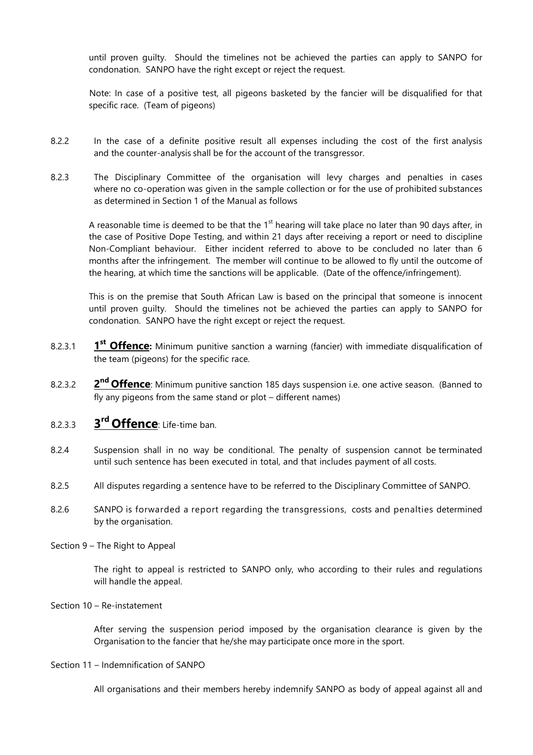until proven guilty. Should the timelines not be achieved the parties can apply to SANPO for condonation. SANPO have the right except or reject the request.

Note: In case of a positive test, all pigeons basketed by the fancier will be disqualified for that specific race. (Team of pigeons)

8.2.2 In the case of a definite positive result all expenses including the cost of the first analysis and the counter-analysis shall be for the account of the transgressor.

8.2.3 The Disciplinary Committee of the organisation will levy charges and penalties in cases where no co-operation was given in the sample collection or for the use of prohibited substances as determined in Section 1 of the Manual as follows

A reasonable time is deemed to be that the 1st hearing will take place no later than 90 days after, in the case of Positive Dope Testing, and within 21 days after receiving a report or need to discipline Non-Compliant behaviour. Either incident referred to above to be concluded no later than 6 months after the infringement. The member will continue to be allowed to fly until the outcome of the hearing, at which time the sanctions will be applicable. (Date of the offence/infringement).

This is on the premise that South African Law is based on the principal that someone is innocent until proven guilty. Should the timelines not be achieved the parties can apply to SANPO for condonation. SANPO have the right except or reject the request.

8.2.3.1 **1st Offence:** Minimum punitive sanction a warning (fancier) with immediate disqualification of the team (pigeons) for the specific race.

8.2.3.2 **2nd Offence**: Minimum punitive sanction 185 days suspension i.e. one active season. (Banned to fly any pigeons from the same stand or plot – different names)

8.2.3.3 **3rd Offence**: Life-time ban.

8.2.4 Suspension shall in no way be conditional. The penalty of suspension cannot be terminated until such sentence has been executed in total, and that includes payment of all costs.

8.2.5 All disputes regarding a sentence have to be referred to the Disciplinary Committee of SANPO.

8.2.6 SANPO is forwarded a report regarding the transgressions, costs and penalties determined by the organisation.

Section 9 – The Right to Appeal

The right to appeal is restricted to SANPO only, who according to their rules and regulations will handle the appeal.

Section 10 – Re-instatement

After serving the suspension period imposed by the organisation clearance is given by the Organisation to the fancier that he/she may participate once more in the sport.

Section 11 – Indemnification of SANPO

All organisations and their members hereby indemnify SANPO as body of appeal against all and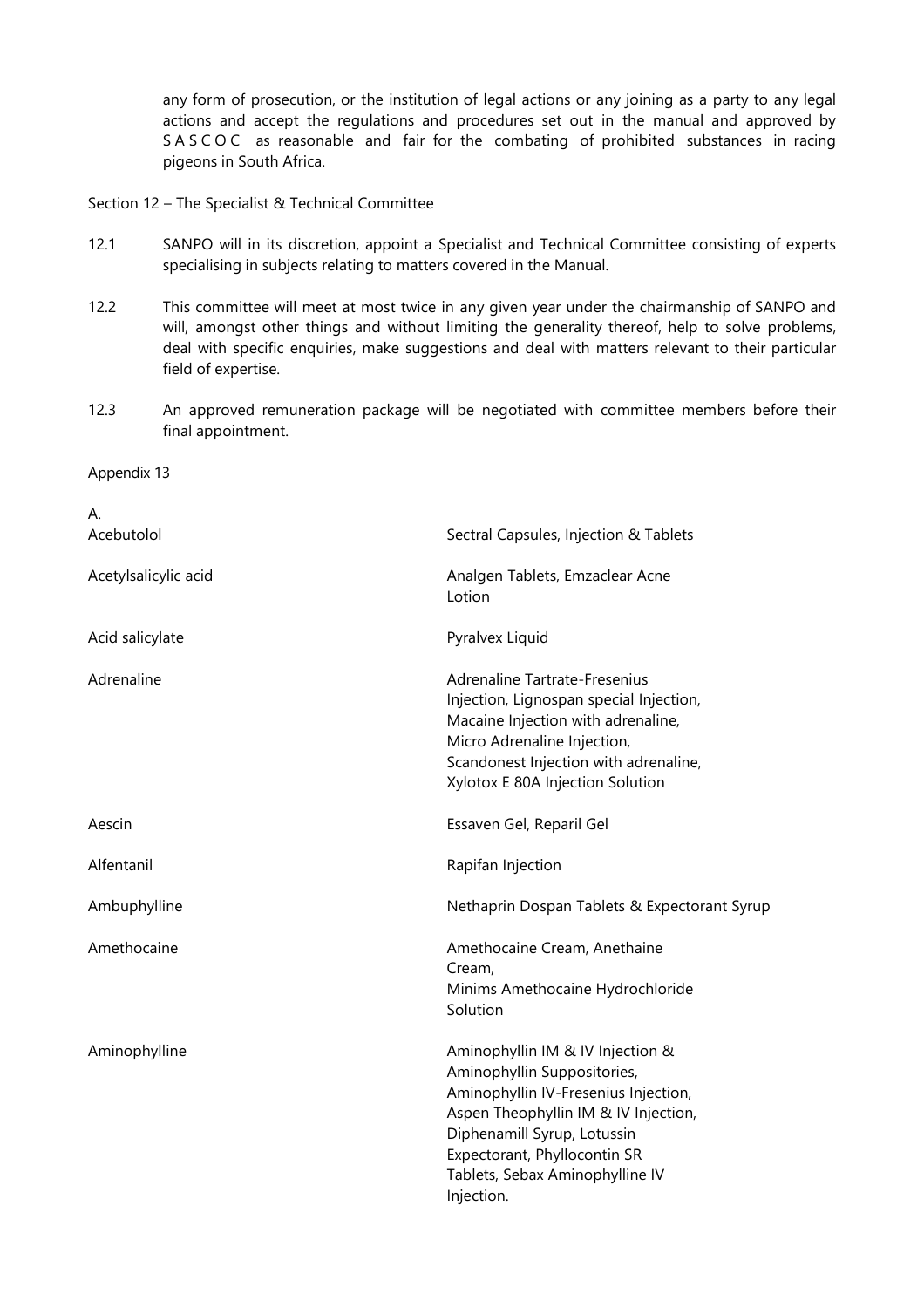any form of prosecution, or the institution of legal actions or any joining as a party to any legal actions and accept the regulations and procedures set out in the manual and approved by S A S C O C as reasonable and fair for the combating of prohibited substances in racing pigeons in South Africa.

Section 12 – The Specialist & Technical Committee

12.1 SANPO will in its discretion, appoint a Specialist and Technical Committee consisting of experts specialising in subjects relating to matters covered in the Manual.

12.2 This committee will meet at most twice in any given year under the chairmanship of SANPO and will, amongst other things and without limiting the generality thereof, help to solve problems, deal with specific enquiries, make suggestions and deal with matters relevant to their particular field of expertise.

12.3 An approved remuneration package will be negotiated with committee members before their final appointment.

<u>Appendix 13</u>

A.

| | |
|---|---|
| Acebutolol | Sectral Capsules, Injection & Tablets |
| Acetylsalicylic acid | Analgen Tablets, Emzaclear Acne Lotion |
| Acid salicylate | Pyralvex Liquid |
| Adrenaline | Adrenaline Tartrate-Fresenius Injection, Lignospan special Injection, Macaine Injection with adrenaline, Micro Adrenaline Injection, Scandonest Injection with adrenaline, Xylotox E 80A Injection Solution |
| Aescin | Essaven Gel, Reparil Gel |
| Alfentanil | Rapifan Injection |
| Ambuphylline | Nethaprin Dospan Tablets & Expectorant Syrup |
| Amethocaine | Amethocaine Cream, Anethaine Cream, Minims Amethocaine Hydrochloride Solution |
| Aminophylline | Aminophyllin IM & IV Injection & Aminophyllin Suppositories, Aminophyllin IV-Fresenius Injection, Aspen Theophyllin IM & IV Injection, Diphenamill Syrup, Lotussin Expectorant, Phyllocontin SR Tablets, Sebax Aminophylline IV Injection. |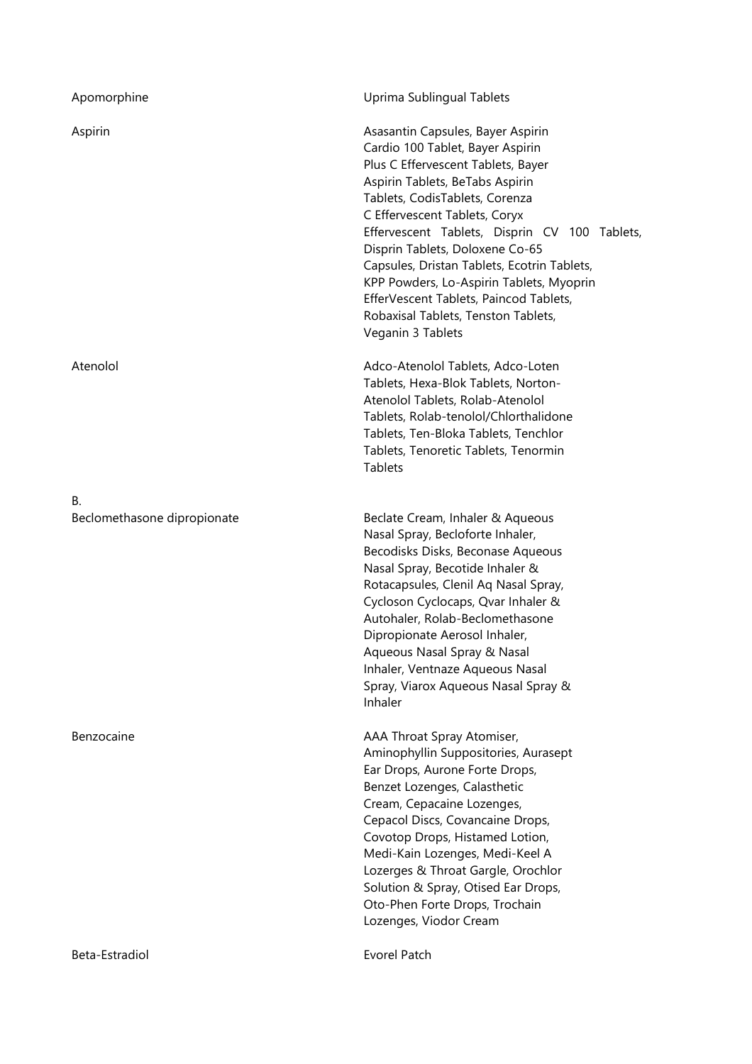| | |
|---|---|
| Apomorphine | Uprima Sublingual Tablets |
| Aspirin | Asasantin Capsules, Bayer Aspirin Cardio 100 Tablet, Bayer Aspirin Plus C Effervescent Tablets, Bayer Aspirin Tablets, BeTabs Aspirin Tablets, CodisTablets, Corenza C Effervescent Tablets, Coryx Effervescent Tablets, Disprin CV 100 Tablets, Disprin Tablets, Doloxene Co-65 Capsules, Dristan Tablets, Ecotrin Tablets, KPP Powders, Lo-Aspirin Tablets, Myoprin EfferVescent Tablets, Paincod Tablets, Robaxisal Tablets, Tenston Tablets, Veganin 3 Tablets |
| Atenolol | Adco-Atenolol Tablets, Adco-Loten Tablets, Hexa-Blok Tablets, Norton-Atenolol Tablets, Rolab-Atenolol Tablets, Rolab-tenolol/Chlorthalidone Tablets, Ten-Bloka Tablets, Tenchlor Tablets, Tenoretic Tablets, Tenormin Tablets |
| **B.** | |
| Beclomethasone dipropionate | Beclate Cream, Inhaler & Aqueous Nasal Spray, Becloforte Inhaler, Becodisks Disks, Beconase Aqueous Nasal Spray, Becotide Inhaler & Rotacapsules, Clenil Aq Nasal Spray, Cycloson Cyclocaps, Qvar Inhaler & Autohaler, Rolab-Beclomethasone Dipropionate Aerosol Inhaler, Aqueous Nasal Spray & Nasal Inhaler, Ventnaze Aqueous Nasal Spray, Viarox Aqueous Nasal Spray & Inhaler |
| Benzocaine | AAA Throat Spray Atomiser, Aminophyllin Suppositories, Aurasept Ear Drops, Aurone Forte Drops, Benzet Lozenges, Calasthetic Cream, Cepacaine Lozenges, Cepacol Discs, Covancaine Drops, Covotop Drops, Histamed Lotion, Medi-Kain Lozenges, Medi-Keel A Lozerges & Throat Gargle, Orochlor Solution & Spray, Otised Ear Drops, Oto-Phen Forte Drops, Trochain Lozenges, Viodor Cream |
| Beta-Estradiol | Evorel Patch |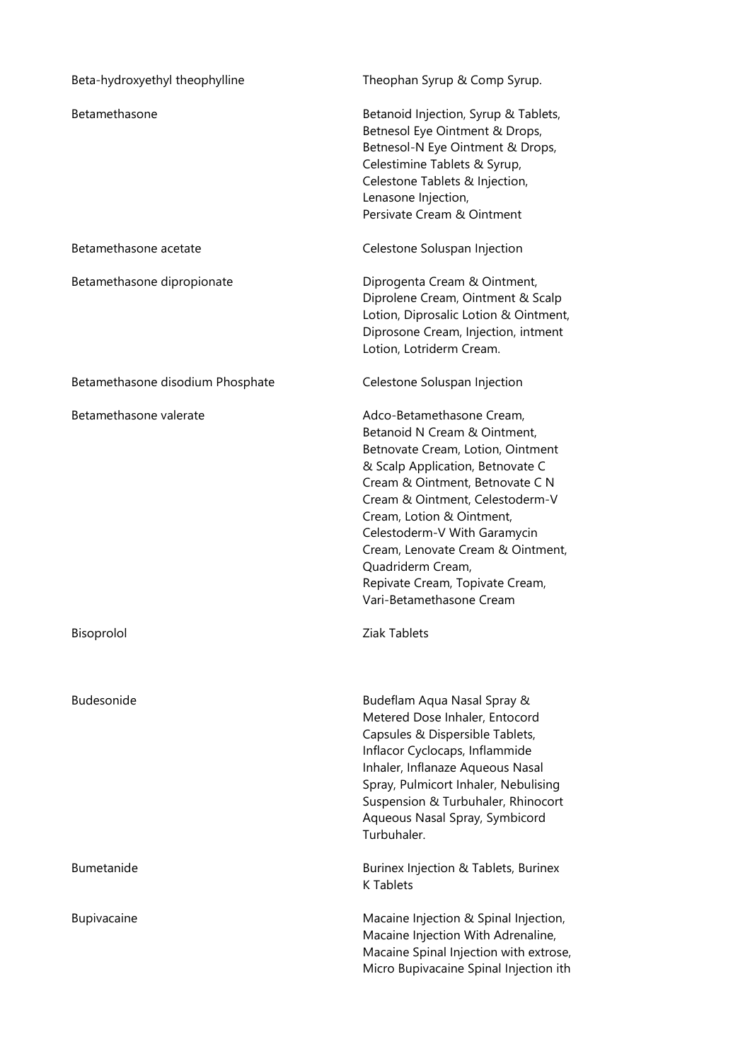| | |
|---|---|
| Beta-hydroxyethyl theophylline | Theophan Syrup & Comp Syrup. |
| Betamethasone | Betanoid Injection, Syrup & Tablets, Betnesol Eye Ointment & Drops, Betnesol-N Eye Ointment & Drops, Celestimine Tablets & Syrup, Celestone Tablets & Injection, Lenasone Injection, Persivate Cream & Ointment |
| Betamethasone acetate | Celestone Soluspan Injection |
| Betamethasone dipropionate | Diprogenta Cream & Ointment, Diprolene Cream, Ointment & Scalp Lotion, Diprosalic Lotion & Ointment, Diprosone Cream, Injection, intment Lotion, Lotriderm Cream. |
| Betamethasone disodium Phosphate | Celestone Soluspan Injection |
| Betamethasone valerate | Adco-Betamethasone Cream, Betanoid N Cream & Ointment, Betnovate Cream, Lotion, Ointment & Scalp Application, Betnovate C Cream & Ointment, Betnovate C N Cream & Ointment, Celestoderm-V Cream, Lotion & Ointment, Celestoderm-V With Garamycin Cream, Lenovate Cream & Ointment, Quadriderm Cream, Repivate Cream, Topivate Cream, Vari-Betamethasone Cream |
| Bisoprolol | Ziak Tablets |
| Budesonide | Budeflam Aqua Nasal Spray & Metered Dose Inhaler, Entocord Capsules & Dispersible Tablets, Inflacor Cyclocaps, Inflammide Inhaler, Inflanaze Aqueous Nasal Spray, Pulmicort Inhaler, Nebulising Suspension & Turbuhaler, Rhinocort Aqueous Nasal Spray, Symbicord Turbuhaler. |
| Bumetanide | Burinex Injection & Tablets, Burinex K Tablets |
| Bupivacaine | Macaine Injection & Spinal Injection, Macaine Injection With Adrenaline, Macaine Spinal Injection with extrose, Micro Bupivacaine Spinal Injection ith |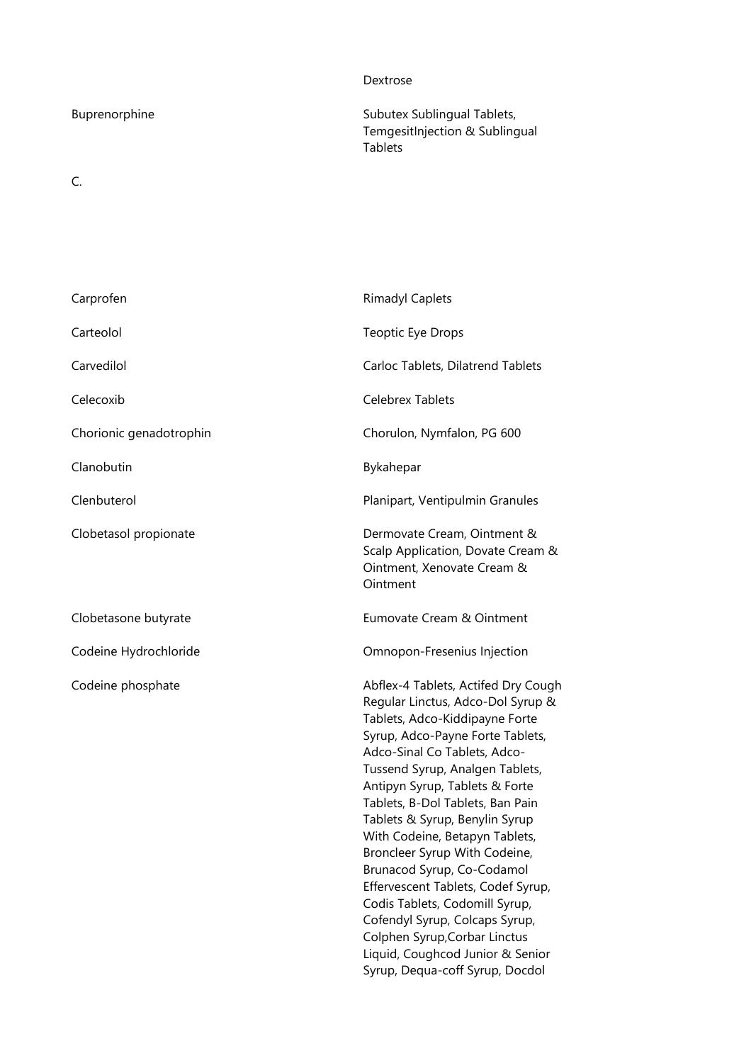| | |
|---|---|
| | Dextrose |
| Buprenorphine | Subutex Sublingual Tablets, TemgesitInjection & Sublingual Tablets |

C.

| | |
|---|---|
| Carprofen | Rimadyl Caplets |
| Carteolol | Teoptic Eye Drops |
| Carvedilol | Carloc Tablets, Dilatrend Tablets |
| Celecoxib | Celebrex Tablets |
| Chorionic genadotrophin | Chorulon, Nymfalon, PG 600 |
| Clanobutin | Bykahepar |
| Clenbuterol | Planipart, Ventipulmin Granules |
| Clobetasol propionate | Dermovate Cream, Ointment & Scalp Application, Dovate Cream & Ointment, Xenovate Cream & Ointment |
| Clobetasone butyrate | Eumovate Cream & Ointment |
| Codeine Hydrochloride | Omnopon-Fresenius Injection |
| Codeine phosphate | Abflex-4 Tablets, Actifed Dry Cough Regular Linctus, Adco-Dol Syrup & Tablets, Adco-Kiddipayne Forte Syrup, Adco-Payne Forte Tablets, Adco-Sinal Co Tablets, Adco-Tussend Syrup, Analgen Tablets, Antipyn Syrup, Tablets & Forte Tablets, B-Dol Tablets, Ban Pain Tablets & Syrup, Benylin Syrup With Codeine, Betapyn Tablets, Broncleer Syrup With Codeine, Brunacod Syrup, Co-Codamol Effervescent Tablets, Codef Syrup, Codis Tablets, Codomill Syrup, Cofendyl Syrup, Colcaps Syrup, Colphen Syrup,Corbar Linctus Liquid, Coughcod Junior & Senior Syrup, Dequa-coff Syrup, Docdol |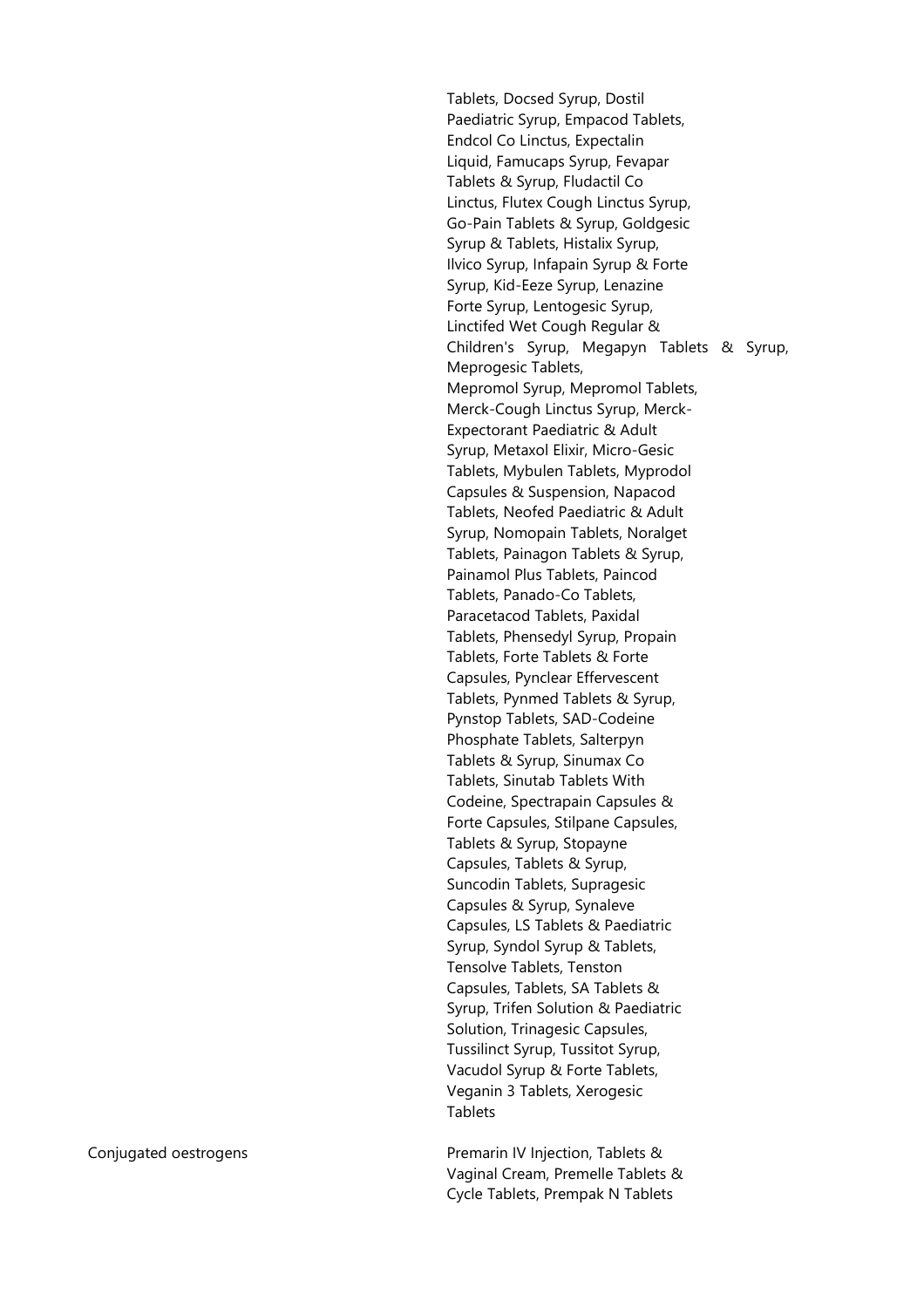|  |  |
| --- | --- |
|  | Tablets, Docsed Syrup, Dostil Paediatric Syrup, Empacod Tablets, Endcol Co Linctus, Expectalin Liquid, Famucaps Syrup, Fevapar Tablets & Syrup, Fludactil Co Linctus, Flutex Cough Linctus Syrup, Go-Pain Tablets & Syrup, Goldgesic Syrup & Tablets, Histalix Syrup, Ilvico Syrup, Infapain Syrup & Forte Syrup, Kid-Eeze Syrup, Lenazine Forte Syrup, Lentogesic Syrup, Linctifed Wet Cough Regular & Children's Syrup, Megapyn Tablets & Syrup, Meprogesic Tablets, Mepromol Syrup, Mepromol Tablets, Merck-Cough Linctus Syrup, Merck-Expectorant Paediatric & Adult Syrup, Metaxol Elixir, Micro-Gesic Tablets, Mybulen Tablets, Myprodol Capsules & Suspension, Napacod Tablets, Neofed Paediatric & Adult Syrup, Nomopain Tablets, Noralget Tablets, Painagon Tablets & Syrup, Painamol Plus Tablets, Paincod Tablets, Panado-Co Tablets, Paracetacod Tablets, Paxidal Tablets, Phensedyl Syrup, Propain Tablets, Forte Tablets & Forte Capsules, Pynclear Effervescent Tablets, Pynmed Tablets & Syrup, Pynstop Tablets, SAD-Codeine Phosphate Tablets, Salterpyn Tablets & Syrup, Sinumax Co Tablets, Sinutab Tablets With Codeine, Spectrapain Capsules & Forte Capsules, Stilpane Capsules, Tablets & Syrup, Stopayne Capsules, Tablets & Syrup, Suncodin Tablets, Supragesic Capsules & Syrup, Synaleve Capsules, LS Tablets & Paediatric Syrup, Syndol Syrup & Tablets, Tensolve Tablets, Tenston Capsules, Tablets, SA Tablets & Syrup, Trifen Solution & Paediatric Solution, Trinagesic Capsules, Tussilinct Syrup, Tussitot Syrup, Vacudol Syrup & Forte Tablets, Veganin 3 Tablets, Xerogesic Tablets |
| Conjugated oestrogens | Premarin IV Injection, Tablets & Vaginal Cream, Premelle Tablets & Cycle Tablets, Prempak N Tablets |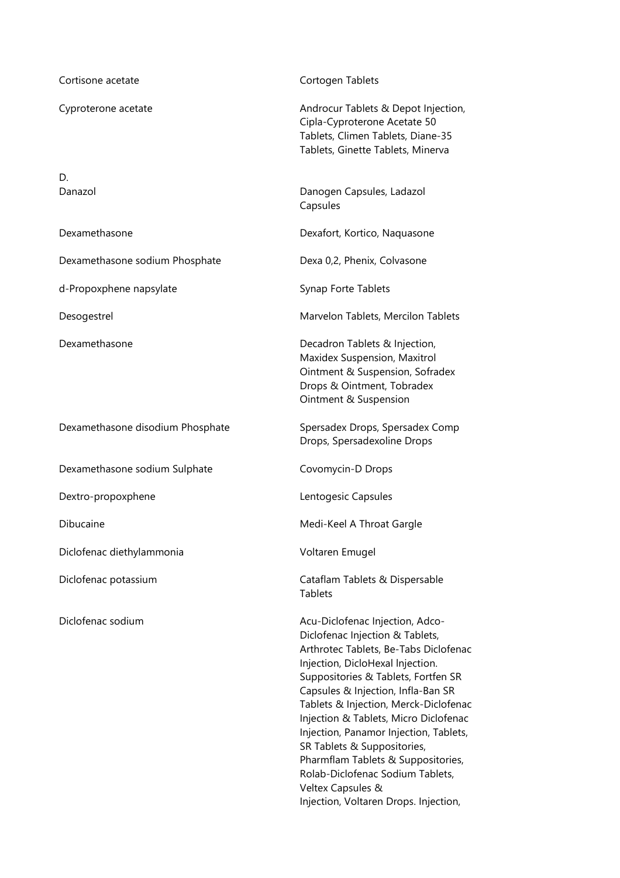| | |
|---|---|
| Cortisone acetate | Cortogen Tablets |
| Cyproterone acetate | Androcur Tablets & Depot Injection, Cipla-Cyproterone Acetate 50 Tablets, Climen Tablets, Diane-35 Tablets, Ginette Tablets, Minerva |

D.

| | |
|---|---|
| Danazol | Danogen Capsules, Ladazol Capsules |
| Dexamethasone | Dexafort, Kortico, Naquasone |
| Dexamethasone sodium Phosphate | Dexa 0,2, Phenix, Colvasone |
| d-Propoxphene napsylate | Synap Forte Tablets |
| Desogestrel | Marvelon Tablets, Mercilon Tablets |
| Dexamethasone | Decadron Tablets & Injection, Maxidex Suspension, Maxitrol Ointment & Suspension, Sofradex Drops & Ointment, Tobradex Ointment & Suspension |
| Dexamethasone disodium Phosphate | Spersadex Drops, Spersadex Comp Drops, Spersadexoline Drops |
| Dexamethasone sodium Sulphate | Covomycin-D Drops |
| Dextro-propoxphene | Lentogesic Capsules |
| Dibucaine | Medi-Keel A Throat Gargle |
| Diclofenac diethylammonia | Voltaren Emugel |
| Diclofenac potassium | Cataflam Tablets & Dispersable Tablets |
| Diclofenac sodium | Acu-Diclofenac Injection, Adco-Diclofenac Injection & Tablets, Arthrotec Tablets, Be-Tabs Diclofenac Injection, DicloHexal Injection. Suppositories & Tablets, Fortfen SR Capsules & Injection, Infla-Ban SR Tablets & Injection, Merck-Diclofenac Injection & Tablets, Micro Diclofenac Injection, Panamor Injection, Tablets, SR Tablets & Suppositories, Pharmflam Tablets & Suppositories, Rolab-Diclofenac Sodium Tablets, Veltex Capsules & Injection, Voltaren Drops. Injection, |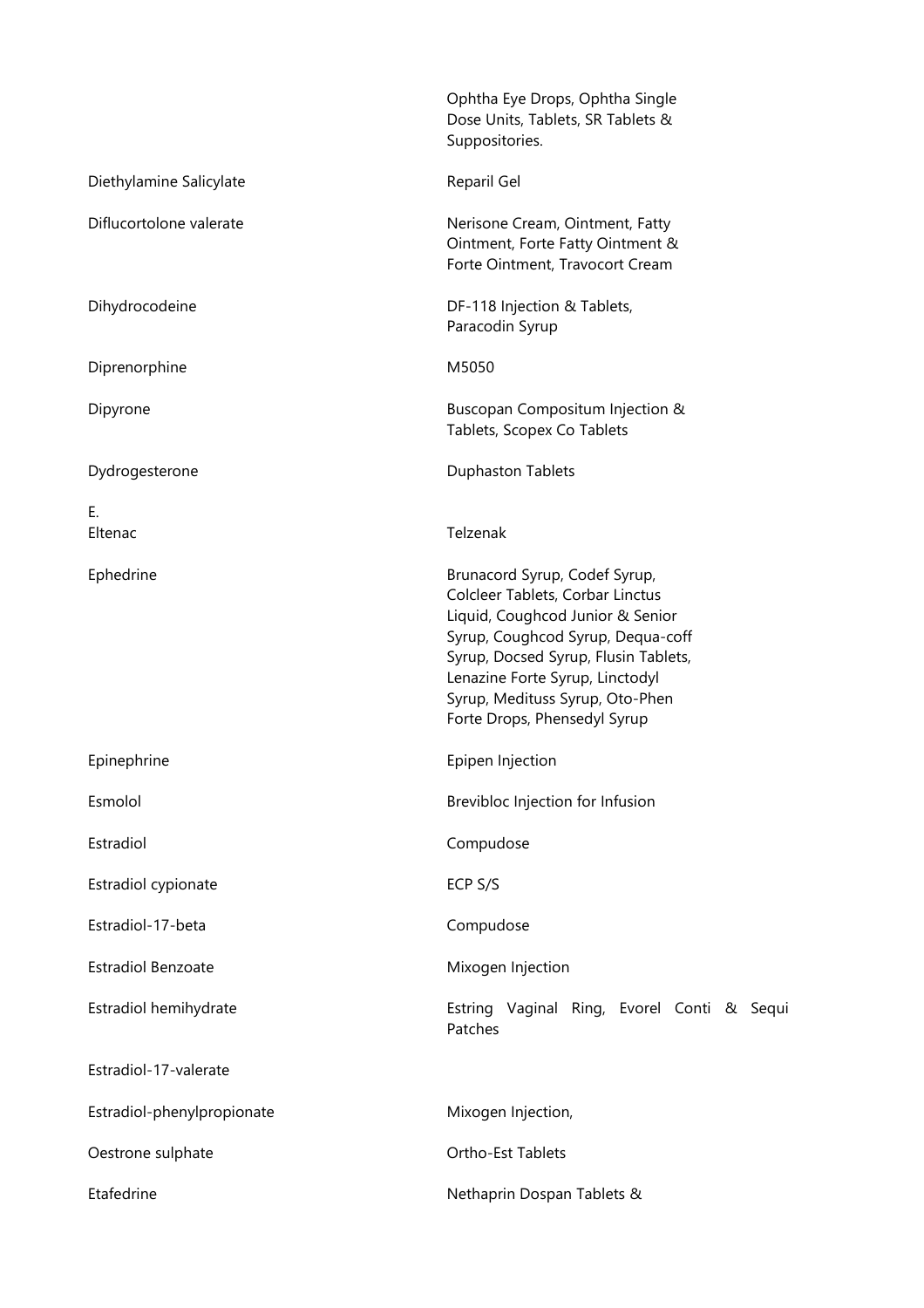| | |
|---|---|
| | Ophtha Eye Drops, Ophtha Single Dose Units, Tablets, SR Tablets & Suppositories. |
| Diethylamine Salicylate | Reparil Gel |
| Diflucortolone valerate | Nerisone Cream, Ointment, Fatty Ointment, Forte Fatty Ointment & Forte Ointment, Travocort Cream |
| Dihydrocodeine | DF-118 Injection & Tablets, Paracodin Syrup |
| Diprenorphine | M5050 |
| Dipyrone | Buscopan Compositum Injection & Tablets, Scopex Co Tablets |
| Dydrogesterone | Duphaston Tablets |
| E. | |
| Eltenac | Telzenak |
| Ephedrine | Brunacord Syrup, Codef Syrup, Colcleer Tablets, Corbar Linctus Liquid, Coughcod Junior & Senior Syrup, Coughcod Syrup, Dequa-coff Syrup, Docsed Syrup, Flusin Tablets, Lenazine Forte Syrup, Linctodyl Syrup, Medituss Syrup, Oto-Phen Forte Drops, Phensedyl Syrup |
| Epinephrine | Epipen Injection |
| Esmolol | Brevibloc Injection for Infusion |
| Estradiol | Compudose |
| Estradiol cypionate | ECP S/S |
| Estradiol-17-beta | Compudose |
| Estradiol Benzoate | Mixogen Injection |
| Estradiol hemihydrate | Estring Vaginal Ring, Evorel Conti & Sequi Patches |
| Estradiol-17-valerate | |
| Estradiol-phenylpropionate | Mixogen Injection, |
| Oestrone sulphate | Ortho-Est Tablets |
| Etafedrine | Nethaprin Dospan Tablets & |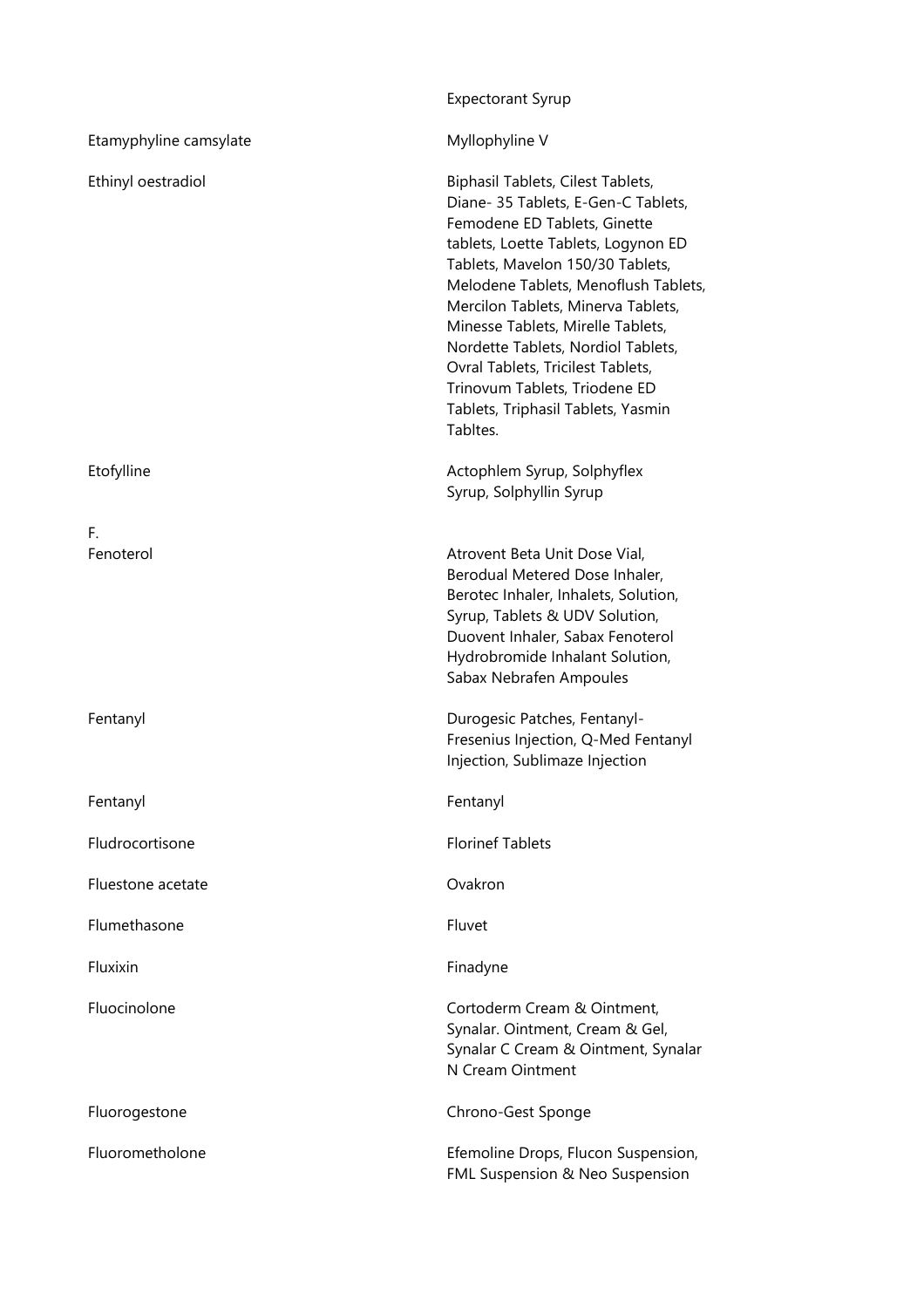| | |
|---|---|
| | Expectorant Syrup |
| Etamyphyline camsylate | Myllophyline V |
| Ethinyl oestradiol | Biphasil Tablets, Cilest Tablets, Diane- 35 Tablets, E-Gen-C Tablets, Femodene ED Tablets, Ginette tablets, Loette Tablets, Logynon ED Tablets, Mavelon 150/30 Tablets, Melodene Tablets, Menoflush Tablets, Mercilon Tablets, Minerva Tablets, Minesse Tablets, Mirelle Tablets, Nordette Tablets, Nordiol Tablets, Ovral Tablets, Tricilest Tablets, Trinovum Tablets, Triodene ED Tablets, Triphasil Tablets, Yasmin Tabltes. |
| Etofylline | Actophlem Syrup, Solphyflex Syrup, Solphyllin Syrup |
| F. | |
| Fenoterol | Atrovent Beta Unit Dose Vial, Berodual Metered Dose Inhaler, Berotec Inhaler, Inhalets, Solution, Syrup, Tablets & UDV Solution, Duovent Inhaler, Sabax Fenoterol Hydrobromide Inhalant Solution, Sabax Nebrafen Ampoules |
| Fentanyl | Durogesic Patches, Fentanyl-Fresenius Injection, Q-Med Fentanyl Injection, Sublimaze Injection |
| Fentanyl | Fentanyl |
| Fludrocortisone | Florinef Tablets |
| Fluestone acetate | Ovakron |
| Flumethasone | Fluvet |
| Fluxixin | Finadyne |
| Fluocinolone | Cortoderm Cream & Ointment, Synalar. Ointment, Cream & Gel, Synalar C Cream & Ointment, Synalar N Cream Ointment |
| Fluorogestone | Chrono-Gest Sponge |
| Fluorometholone | Efemoline Drops, Flucon Suspension, FML Suspension & Neo Suspension |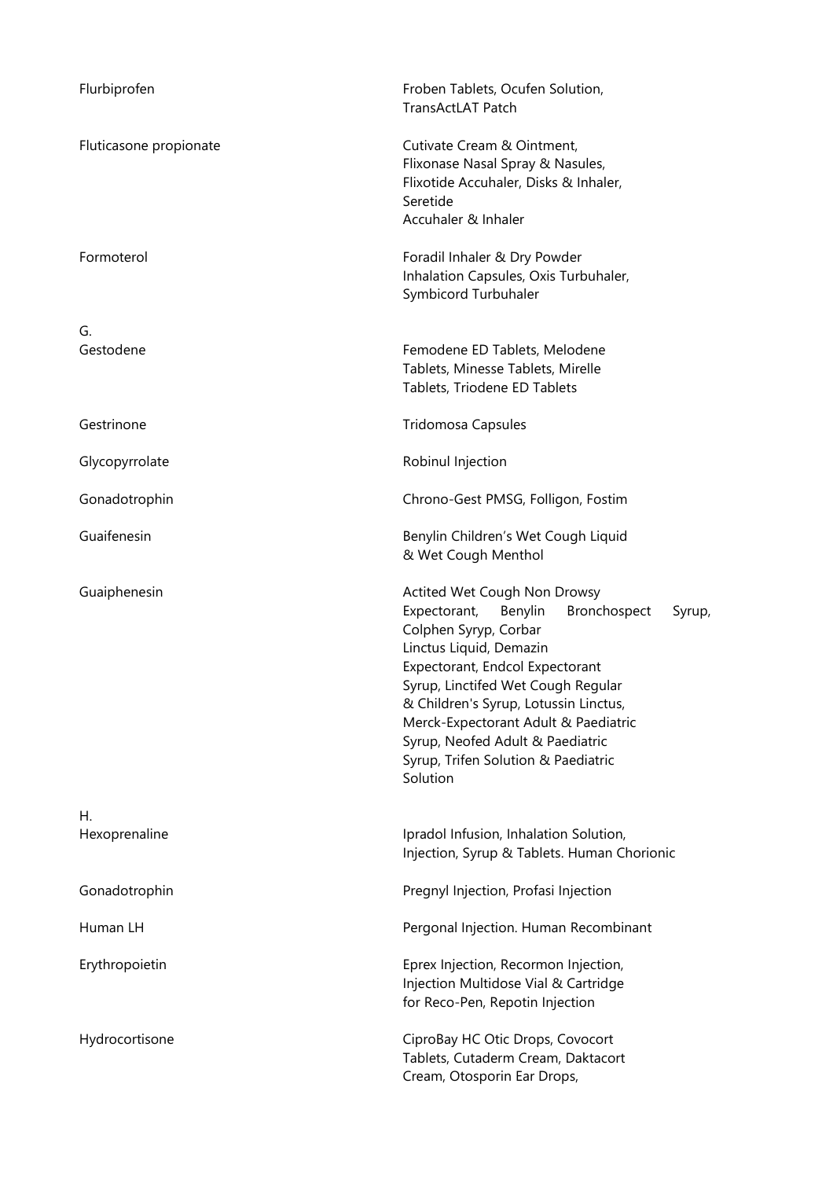| | |
|---|---|
| Flurbiprofen | Froben Tablets, Ocufen Solution, TransActLAT Patch |
| Fluticasone propionate | Cutivate Cream & Ointment, Flixonase Nasal Spray & Nasules, Flixotide Accuhaler, Disks & Inhaler, Seretide Accuhaler & Inhaler |
| Formoterol | Foradil Inhaler & Dry Powder Inhalation Capsules, Oxis Turbuhaler, Symbicord Turbuhaler |
| G. | |
| Gestodene | Femodene ED Tablets, Melodene Tablets, Minesse Tablets, Mirelle Tablets, Triodene ED Tablets |
| Gestrinone | Tridomosa Capsules |
| Glycopyrrolate | Robinul Injection |
| Gonadotrophin | Chrono-Gest PMSG, Folligon, Fostim |
| Guaifenesin | Benylin Children's Wet Cough Liquid & Wet Cough Menthol |
| Guaiphenesin | Actited Wet Cough Non Drowsy Expectorant, Benylin Bronchospect Syrup, Colphen Syryp, Corbar Linctus Liquid, Demazin Expectorant, Endcol Expectorant Syrup, Linctifed Wet Cough Regular & Children's Syrup, Lotussin Linctus, Merck-Expectorant Adult & Paediatric Syrup, Neofed Adult & Paediatric Syrup, Trifen Solution & Paediatric Solution |
| H. | |
| Hexoprenaline | Ipradol Infusion, Inhalation Solution, Injection, Syrup & Tablets. Human Chorionic |
| Gonadotrophin | Pregnyl Injection, Profasi Injection |
| Human LH | Pergonal Injection. Human Recombinant |
| Erythropoietin | Eprex Injection, Recormon Injection, Injection Multidose Vial & Cartridge for Reco-Pen, Repotin Injection |
| Hydrocortisone | CiproBay HC Otic Drops, Covocort Tablets, Cutaderm Cream, Daktacort Cream, Otosporin Ear Drops, |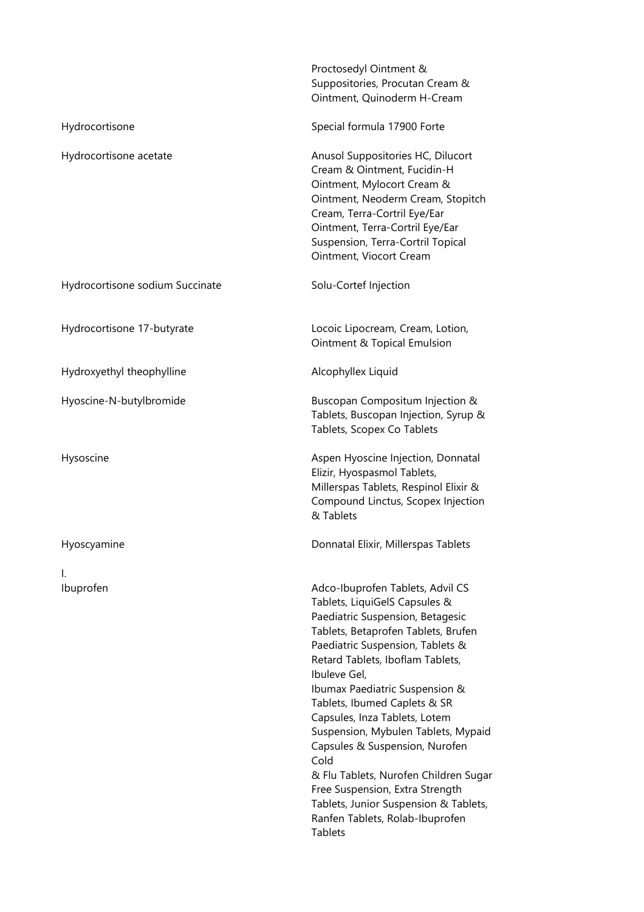| | |
|---|---|
| | Proctosedyl Ointment & Suppositories, Procutan Cream & Ointment, Quinoderm H-Cream |
| Hydrocortisone | Special formula 17900 Forte |
| Hydrocortisone acetate | Anusol Suppositories HC, Dilucort Cream & Ointment, Fucidin-H Ointment, Mylocort Cream & Ointment, Neoderm Cream, Stopitch Cream, Terra-Cortril Eye/Ear Ointment, Terra-Cortril Eye/Ear Suspension, Terra-Cortril Topical Ointment, Viocort Cream |
| Hydrocortisone sodium Succinate | Solu-Cortef Injection |
| Hydrocortisone 17-butyrate | Locoic Lipocream, Cream, Lotion, Ointment & Topical Emulsion |
| Hydroxyethyl theophylline | Alcophyllex Liquid |
| Hyoscine-N-butylbromide | Buscopan Compositum Injection & Tablets, Buscopan Injection, Syrup & Tablets, Scopex Co Tablets |
| Hysoscine | Aspen Hyoscine Injection, Donnatal Elizir, Hyospasmol Tablets, Millerspas Tablets, Respinol Elixir & Compound Linctus, Scopex Injection & Tablets |
| Hyoscyamine | Donnatal Elixir, Millerspas Tablets |
| I. | |
| Ibuprofen | Adco-Ibuprofen Tablets, Advil CS Tablets, LiquiGelS Capsules & Paediatric Suspension, Betagesic Tablets, Betaprofen Tablets, Brufen Paediatric Suspension, Tablets & Retard Tablets, Iboflam Tablets, Ibuleve Gel, Ibumax Paediatric Suspension & Tablets, Ibumed Caplets & SR Capsules, Inza Tablets, Lotem Suspension, Mybulen Tablets, Mypaid Capsules & Suspension, Nurofen Cold & Flu Tablets, Nurofen Children Sugar Free Suspension, Extra Strength Tablets, Junior Suspension & Tablets, Ranfen Tablets, Rolab-Ibuprofen Tablets |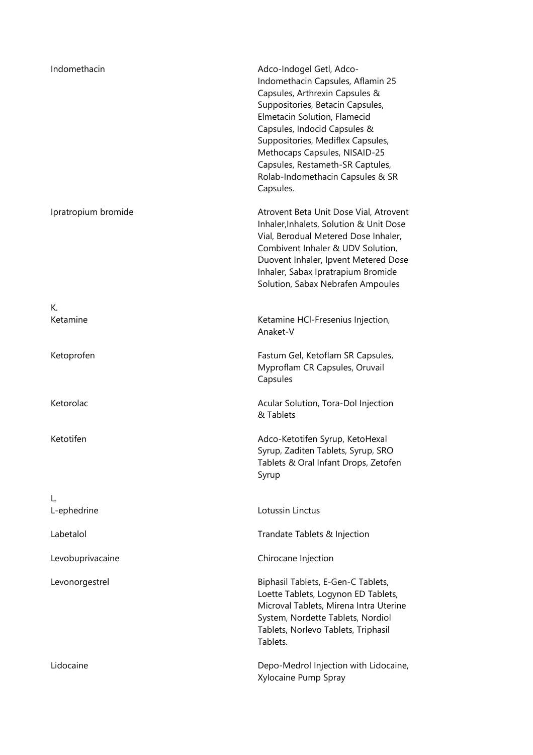| | |
|---|---|
| Indomethacin | Adco-Indogel Getl, Adco-Indomethacin Capsules, Aflamin 25 Capsules, Arthrexin Capsules & Suppositories, Betacin Capsules, Elmetacin Solution, Flamecid Capsules, Indocid Capsules & Suppositories, Mediflex Capsules, Methocaps Capsules, NISAID-25 Capsules, Restameth-SR Captules, Rolab-Indomethacin Capsules & SR Capsules. |
| Ipratropium bromide | Atrovent Beta Unit Dose Vial, Atrovent Inhaler,Inhalets, Solution & Unit Dose Vial, Berodual Metered Dose Inhaler, Combivent Inhaler & UDV Solution, Duovent Inhaler, Ipvent Metered Dose Inhaler, Sabax Ipratrapium Bromide Solution, Sabax Nebrafen Ampoules |
| K. | |
| Ketamine | Ketamine HCl-Fresenius Injection, Anaket-V |
| Ketoprofen | Fastum Gel, Ketoflam SR Capsules, Myproflam CR Capsules, Oruvail Capsules |
| Ketorolac | Acular Solution, Tora-Dol Injection & Tablets |
| Ketotifen | Adco-Ketotifen Syrup, KetoHexal Syrup, Zaditen Tablets, Syrup, SRO Tablets & Oral Infant Drops, Zetofen Syrup |
| L. | |
| L-ephedrine | Lotussin Linctus |
| Labetalol | Trandate Tablets & Injection |
| Levobuprivacaine | Chirocane Injection |
| Levonorgestrel | Biphasil Tablets, E-Gen-C Tablets, Loette Tablets, Logynon ED Tablets, Microval Tablets, Mirena Intra Uterine System, Nordette Tablets, Nordiol Tablets, Norlevo Tablets, Triphasil Tablets. |
| Lidocaine | Depo-Medrol Injection with Lidocaine, Xylocaine Pump Spray |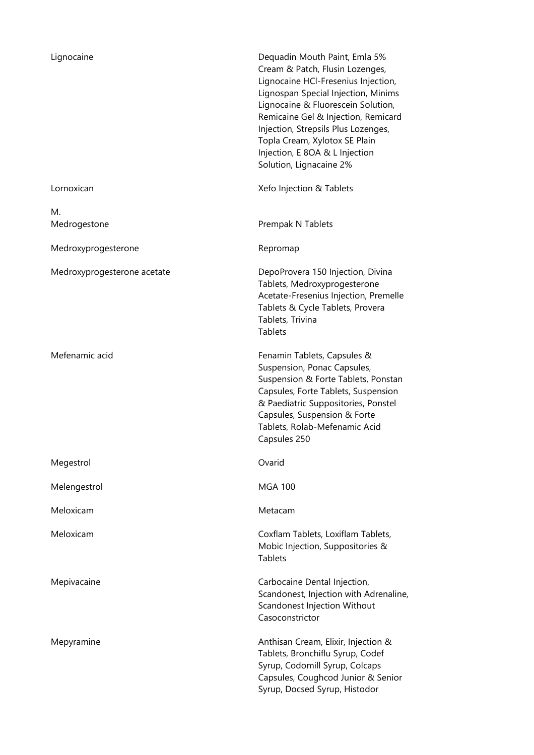| | |
|---|---|
| Lignocaine | Dequadin Mouth Paint, Emla 5% Cream & Patch, Flusin Lozenges, Lignocaine HCl-Fresenius Injection, Lignospan Special Injection, Minims Lignocaine & Fluorescein Solution, Remicaine Gel & Injection, Remicard Injection, Strepsils Plus Lozenges, Topla Cream, Xylotox SE Plain Injection, E 8OA & L Injection Solution, Lignacaine 2% |
| Lornoxican | Xefo Injection & Tablets |
| M. | |
| Medrogestone | Prempak N Tablets |
| Medroxyprogesterone | Repromap |
| Medroxyprogesterone acetate | DepoProvera 150 Injection, Divina Tablets, Medroxyprogesterone Acetate-Fresenius Injection, Premelle Tablets & Cycle Tablets, Provera Tablets, Trivina Tablets |
| Mefenamic acid | Fenamin Tablets, Capsules & Suspension, Ponac Capsules, Suspension & Forte Tablets, Ponstan Capsules, Forte Tablets, Suspension & Paediatric Suppositories, Ponstel Capsules, Suspension & Forte Tablets, Rolab-Mefenamic Acid Capsules 250 |
| Megestrol | Ovarid |
| Melengestrol | MGA 100 |
| Meloxicam | Metacam |
| Meloxicam | Coxflam Tablets, Loxiflam Tablets, Mobic Injection, Suppositories & Tablets |
| Mepivacaine | Carbocaine Dental Injection, Scandonest, Injection with Adrenaline, Scandonest Injection Without Casoconstrictor |
| Mepyramine | Anthisan Cream, Elixir, Injection & Tablets, Bronchiflu Syrup, Codef Syrup, Codomill Syrup, Colcaps Capsules, Coughcod Junior & Senior Syrup, Docsed Syrup, Histodor |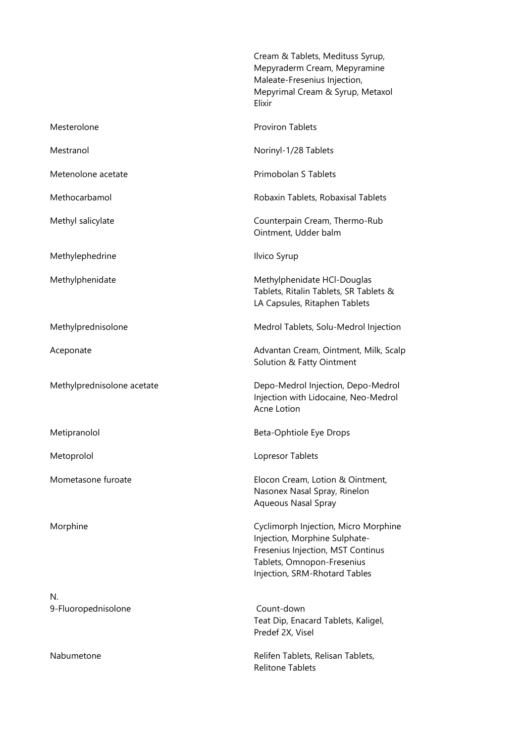| | |
|---|---|
| | Cream & Tablets, Medituss Syrup, Mepyraderm Cream, Mepyramine Maleate-Fresenius Injection, Mepyrimal Cream & Syrup, Metaxol Elixir |
| Mesterolone | Proviron Tablets |
| Mestranol | Norinyl-1/28 Tablets |
| Metenolone acetate | Primobolan S Tablets |
| Methocarbamol | Robaxin Tablets, Robaxisal Tablets |
| Methyl salicylate | Counterpain Cream, Thermo-Rub Ointment, Udder balm |
| Methylephedrine | Ilvico Syrup |
| Methylphenidate | Methylphenidate HCl-Douglas Tablets, Ritalin Tablets, SR Tablets & LA Capsules, Ritaphen Tablets |
| Methylprednisolone | Medrol Tablets, Solu-Medrol Injection |
| Aceponate | Advantan Cream, Ointment, Milk, Scalp Solution & Fatty Ointment |
| Methylprednisolone acetate | Depo-Medrol Injection, Depo-Medrol Injection with Lidocaine, Neo-Medrol Acne Lotion |
| Metipranolol | Beta-Ophtiole Eye Drops |
| Metoprolol | Lopresor Tablets |
| Mometasone furoate | Elocon Cream, Lotion & Ointment, Nasonex Nasal Spray, Rinelon Aqueous Nasal Spray |
| Morphine | Cyclimorph Injection, Micro Morphine Injection, Morphine Sulphate-Fresenius Injection, MST Continus Tablets, Omnopon-Fresenius Injection, SRM-Rhotard Tables |

N.

| | |
|---|---|
| 9-Fluoropednisolone | Count-down Teat Dip, Enacard Tablets, Kaligel, Predef 2X, Visel |
| Nabumetone | Relifen Tablets, Relisan Tablets, Relitone Tablets |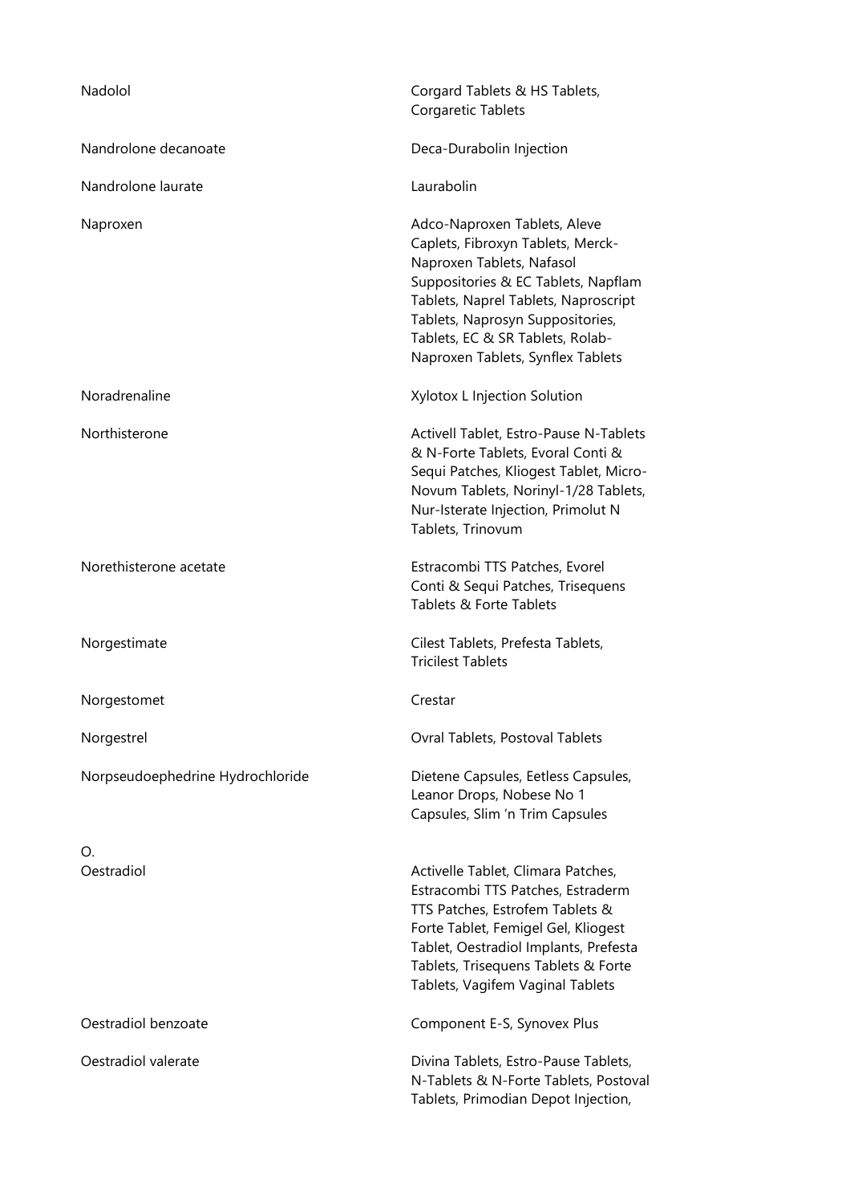| | |
|---|---|
| Nadolol | Corgard Tablets & HS Tablets, Corgaretic Tablets |
| Nandrolone decanoate | Deca-Durabolin Injection |
| Nandrolone laurate | Laurabolin |
| Naproxen | Adco-Naproxen Tablets, Aleve Caplets, Fibroxyn Tablets, Merck-Naproxen Tablets, Nafasol Suppositories & EC Tablets, Napflam Tablets, Naprel Tablets, Naproscript Tablets, Naprosyn Suppositories, Tablets, EC & SR Tablets, Rolab-Naproxen Tablets, Synflex Tablets |
| Noradrenaline | Xylotox L Injection Solution |
| Northisterone | Activell Tablet, Estro-Pause N-Tablets & N-Forte Tablets, Evoral Conti & Sequi Patches, Kliogest Tablet, Micro-Novum Tablets, Norinyl-1/28 Tablets, Nur-Isterate Injection, Primolut N Tablets, Trinovum |
| Norethisterone acetate | Estracombi TTS Patches, Evorel Conti & Sequi Patches, Trisequens Tablets & Forte Tablets |
| Norgestimate | Cilest Tablets, Prefesta Tablets, Tricilest Tablets |
| Norgestomet | Crestar |
| Norgestrel | Ovral Tablets, Postoval Tablets |
| Norpseudoephedrine Hydrochloride | Dietene Capsules, Eetless Capsules, Leanor Drops, Nobese No 1 Capsules, Slim 'n Trim Capsules |
| O. | |
| Oestradiol | Activelle Tablet, Climara Patches, Estracombi TTS Patches, Estraderm TTS Patches, Estrofem Tablets & Forte Tablet, Femigel Gel, Kliogest Tablet, Oestradiol Implants, Prefesta Tablets, Trisequens Tablets & Forte Tablets, Vagifem Vaginal Tablets |
| Oestradiol benzoate | Component E-S, Synovex Plus |
| Oestradiol valerate | Divina Tablets, Estro-Pause Tablets, N-Tablets & N-Forte Tablets, Postoval Tablets, Primodian Depot Injection, |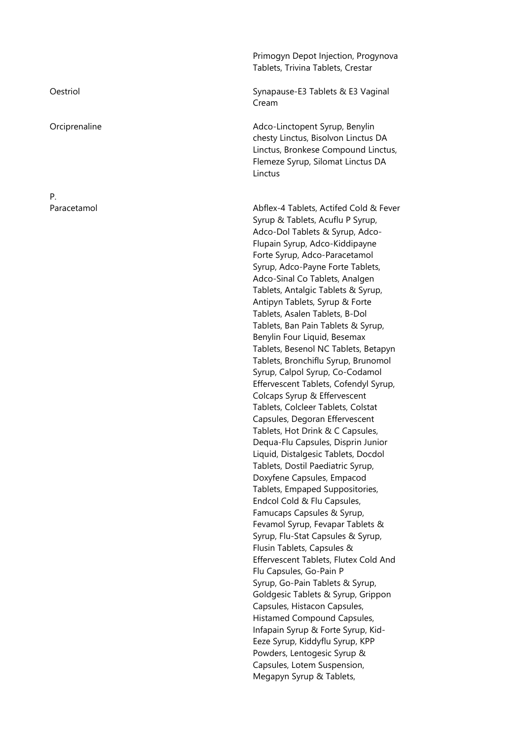| | |
|---|---|
| | Primogyn Depot Injection, Progynova Tablets, Trivina Tablets, Crestar |
| Oestriol | Synapause-E3 Tablets & E3 Vaginal Cream |
| Orciprenaline | Adco-Linctopent Syrup, Benylin chesty Linctus, Bisolvon Linctus DA Linctus, Bronkese Compound Linctus, Flemeze Syrup, Silomat Linctus DA Linctus |

P.

| | |
|---|---|
| Paracetamol | Abflex-4 Tablets, Actifed Cold & Fever Syrup & Tablets, Acuflu P Syrup, Adco-Dol Tablets & Syrup, Adco-Flupain Syrup, Adco-Kiddipayne Forte Syrup, Adco-Paracetamol Syrup, Adco-Payne Forte Tablets, Adco-Sinal Co Tablets, Analgen Tablets, Antalgic Tablets & Syrup, Antipyn Tablets, Syrup & Forte Tablets, Asalen Tablets, B-Dol Tablets, Ban Pain Tablets & Syrup, Benylin Four Liquid, Besemax Tablets, Besenol NC Tablets, Betapyn Tablets, Bronchiflu Syrup, Brunomol Syrup, Calpol Syrup, Co-Codamol Effervescent Tablets, Cofendyl Syrup, Colcaps Syrup & Effervescent Tablets, Colcleer Tablets, Colstat Capsules, Degoran Effervescent Tablets, Hot Drink & C Capsules, Dequa-Flu Capsules, Disprin Junior Liquid, Distalgesic Tablets, Docdol Tablets, Dostil Paediatric Syrup, Doxyfene Capsules, Empacod Tablets, Empaped Suppositories, Endcol Cold & Flu Capsules, Famucaps Capsules & Syrup, Fevamol Syrup, Fevapar Tablets & Syrup, Flu-Stat Capsules & Syrup, Flusin Tablets, Capsules & Effervescent Tablets, Flutex Cold And Flu Capsules, Go-Pain P Syrup, Go-Pain Tablets & Syrup, Goldgesic Tablets & Syrup, Grippon Capsules, Histacon Capsules, Histamed Compound Capsules, Infapain Syrup & Forte Syrup, Kid-Eeze Syrup, Kiddyflu Syrup, KPP Powders, Lentogesic Syrup & Capsules, Lotem Suspension, Megapyn Syrup & Tablets, |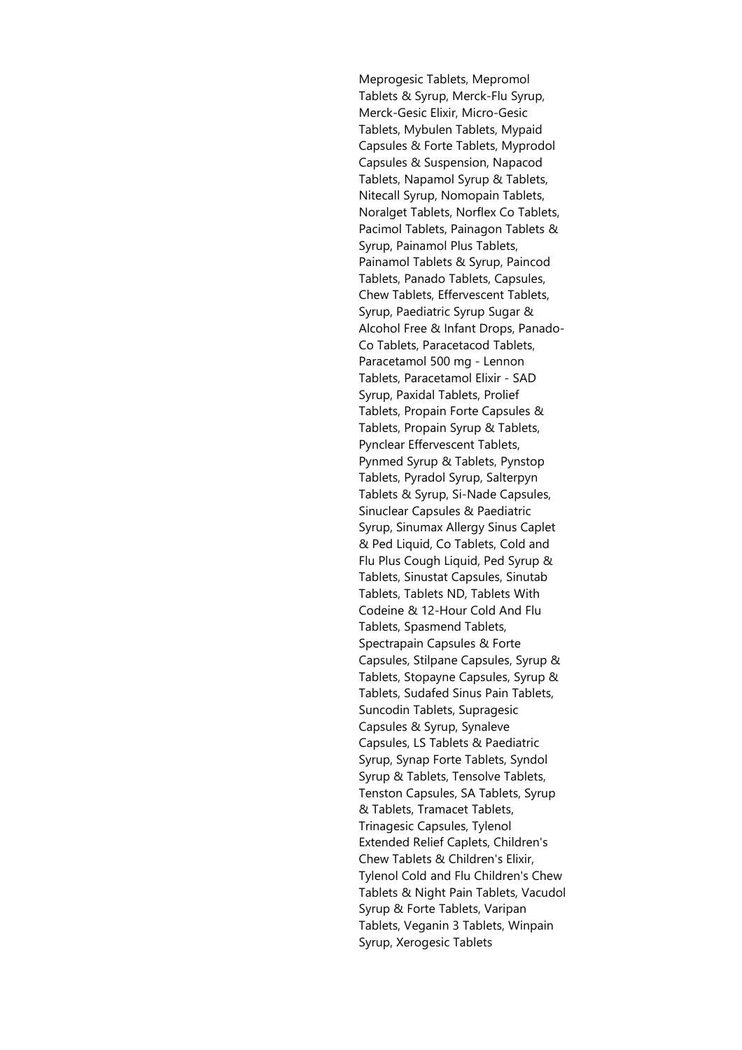Meprogesic Tablets, Mepromol Tablets & Syrup, Merck-Flu Syrup, Merck-Gesic Elixir, Micro-Gesic Tablets, Mybulen Tablets, Mypaid Capsules & Forte Tablets, Myprodol Capsules & Suspension, Napacod Tablets, Napamol Syrup & Tablets, Nitecall Syrup, Nomopain Tablets, Noralget Tablets, Norflex Co Tablets, Pacimol Tablets, Painagon Tablets & Syrup, Painamol Plus Tablets, Painamol Tablets & Syrup, Paincod Tablets, Panado Tablets, Capsules, Chew Tablets, Effervescent Tablets, Syrup, Paediatric Syrup Sugar & Alcohol Free & Infant Drops, Panado-Co Tablets, Paracetacod Tablets, Paracetamol 500 mg - Lennon Tablets, Paracetamol Elixir - SAD Syrup, Paxidal Tablets, Prolief Tablets, Propain Forte Capsules & Tablets, Propain Syrup & Tablets, Pynclear Effervescent Tablets, Pynmed Syrup & Tablets, Pynstop Tablets, Pyradol Syrup, Salterpyn Tablets & Syrup, Si-Nade Capsules, Sinuclear Capsules & Paediatric Syrup, Sinumax Allergy Sinus Caplet & Ped Liquid, Co Tablets, Cold and Flu Plus Cough Liquid, Ped Syrup & Tablets, Sinustat Capsules, Sinutab Tablets, Tablets ND, Tablets With Codeine & 12-Hour Cold And Flu Tablets, Spasmend Tablets, Spectrapain Capsules & Forte Capsules, Stilpane Capsules, Syrup & Tablets, Stopayne Capsules, Syrup & Tablets, Sudafed Sinus Pain Tablets, Suncodin Tablets, Supragesic Capsules & Syrup, Synaleve Capsules, LS Tablets & Paediatric Syrup, Synap Forte Tablets, Syndol Syrup & Tablets, Tensolve Tablets, Tenston Capsules, SA Tablets, Syrup & Tablets, Tramacet Tablets, Trinagesic Capsules, Tylenol Extended Relief Caplets, Children's Chew Tablets & Children's Elixir, Tylenol Cold and Flu Children's Chew Tablets & Night Pain Tablets, Vacudol Syrup & Forte Tablets, Varipan Tablets, Veganin 3 Tablets, Winpain Syrup, Xerogesic Tablets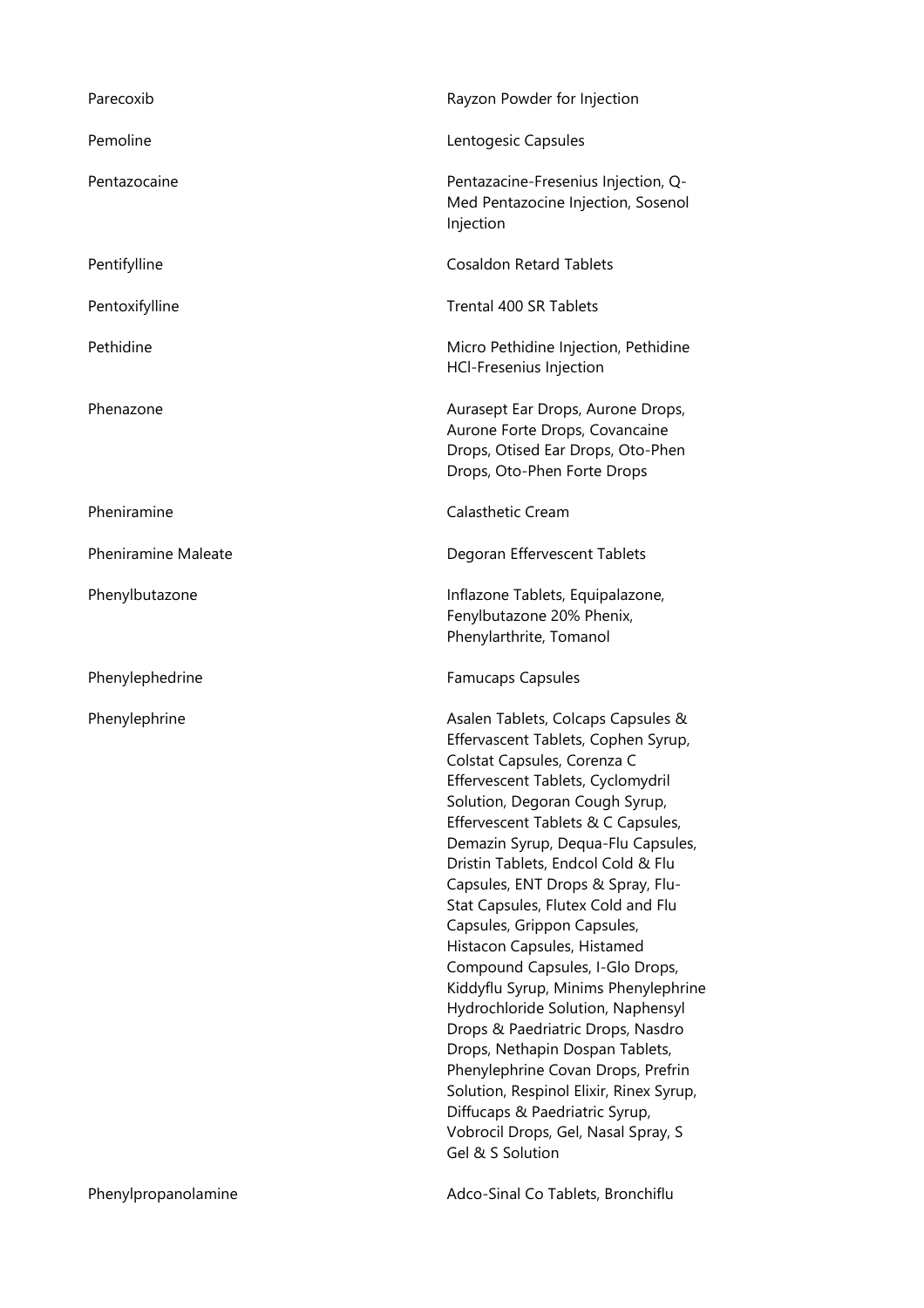| | |
|---|---|
| Parecoxib | Rayzon Powder for Injection |
| Pemoline | Lentogesic Capsules |
| Pentazocaine | Pentazacine-Fresenius Injection, Q-Med Pentazocine Injection, Sosenol Injection |
| Pentifylline | Cosaldon Retard Tablets |
| Pentoxifylline | Trental 400 SR Tablets |
| Pethidine | Micro Pethidine Injection, Pethidine HCl-Fresenius Injection |
| Phenazone | Aurasept Ear Drops, Aurone Drops, Aurone Forte Drops, Covancaine Drops, Otised Ear Drops, Oto-Phen Drops, Oto-Phen Forte Drops |
| Pheniramine | Calasthetic Cream |
| Pheniramine Maleate | Degoran Effervescent Tablets |
| Phenylbutazone | Inflazone Tablets, Equipalazone, Fenylbutazone 20% Phenix, Phenylarthrite, Tomanol |
| Phenylephedrine | Famucaps Capsules |
| Phenylephrine | Asalen Tablets, Colcaps Capsules & Effervascent Tablets, Cophen Syrup, Colstat Capsules, Corenza C Effervescent Tablets, Cyclomydril Solution, Degoran Cough Syrup, Effervescent Tablets & C Capsules, Demazin Syrup, Dequa-Flu Capsules, Dristin Tablets, Endcol Cold & Flu Capsules, ENT Drops & Spray, Flu-Stat Capsules, Flutex Cold and Flu Capsules, Grippon Capsules, Histacon Capsules, Histamed Compound Capsules, I-Glo Drops, Kiddyflu Syrup, Minims Phenylephrine Hydrochloride Solution, Naphensyl Drops & Paedriatric Drops, Nasdro Drops, Nethapin Dospan Tablets, Phenylephrine Covan Drops, Prefrin Solution, Respinol Elixir, Rinex Syrup, Diffucaps & Paedriatric Syrup, Vobrocil Drops, Gel, Nasal Spray, S Gel & S Solution |
| Phenylpropanolamine | Adco-Sinal Co Tablets, Bronchiflu |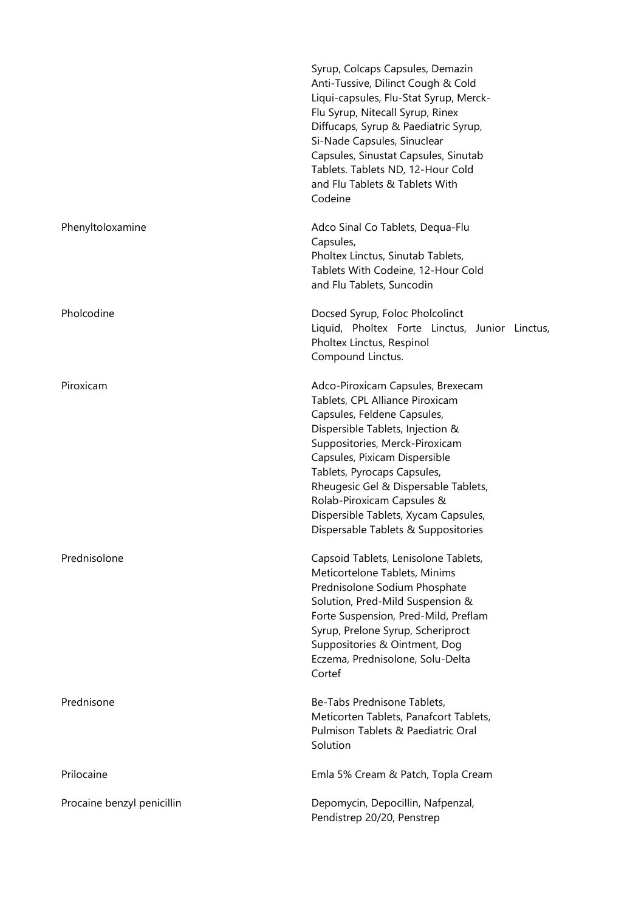| | |
|---|---|
| | Syrup, Colcaps Capsules, Demazin Anti-Tussive, Dilinct Cough & Cold Liqui-capsules, Flu-Stat Syrup, Merck-Flu Syrup, Nitecall Syrup, Rinex Diffucaps, Syrup & Paediatric Syrup, Si-Nade Capsules, Sinuclear Capsules, Sinustat Capsules, Sinutab Tablets. Tablets ND, 12-Hour Cold and Flu Tablets & Tablets With Codeine |
| Phenyltoloxamine | Adco Sinal Co Tablets, Dequa-Flu Capsules, Pholtex Linctus, Sinutab Tablets, Tablets With Codeine, 12-Hour Cold and Flu Tablets, Suncodin |
| Pholcodine | Docsed Syrup, Foloc Pholcolinct Liquid, Pholtex Forte Linctus, Junior Linctus, Pholtex Linctus, Respinol Compound Linctus. |
| Piroxicam | Adco-Piroxicam Capsules, Brexecam Tablets, CPL Alliance Piroxicam Capsules, Feldene Capsules, Dispersible Tablets, Injection & Suppositories, Merck-Piroxicam Capsules, Pixicam Dispersible Tablets, Pyrocaps Capsules, Rheugesic Gel & Dispersable Tablets, Rolab-Piroxicam Capsules & Dispersible Tablets, Xycam Capsules, Dispersable Tablets & Suppositories |
| Prednisolone | Capsoid Tablets, Lenisolone Tablets, Meticortelone Tablets, Minims Prednisolone Sodium Phosphate Solution, Pred-Mild Suspension & Forte Suspension, Pred-Mild, Preflam Syrup, Prelone Syrup, Scheriproct Suppositories & Ointment, Dog Eczema, Prednisolone, Solu-Delta Cortef |
| Prednisone | Be-Tabs Prednisone Tablets, Meticorten Tablets, Panafcort Tablets, Pulmison Tablets & Paediatric Oral Solution |
| Prilocaine | Emla 5% Cream & Patch, Topla Cream |
| Procaine benzyl penicillin | Depomycin, Depocillin, Nafpenzal, Pendistrep 20/20, Penstrep |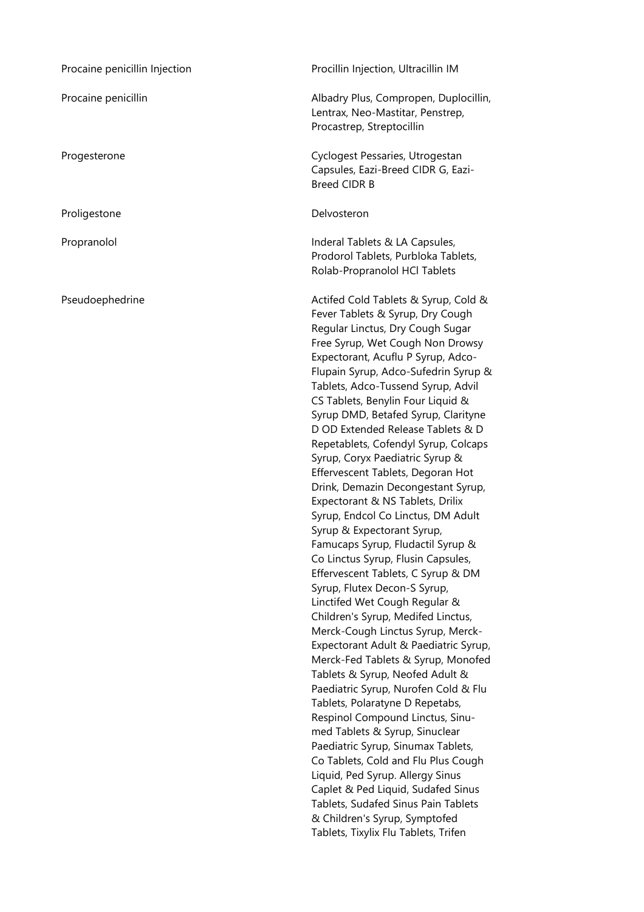| | |
|---|---|
| Procaine penicillin Injection | Procillin Injection, Ultracillin IM |
| Procaine penicillin | Albadry Plus, Compropen, Duplocillin, Lentrax, Neo-Mastitar, Penstrep, Procastrep, Streptocillin |
| Progesterone | Cyclogest Pessaries, Utrogestan Capsules, Eazi-Breed CIDR G, Eazi-Breed CIDR B |
| Proligestone | Delvosteron |
| Propranolol | Inderal Tablets & LA Capsules, Prodorol Tablets, Purbloka Tablets, Rolab-Propranolol HCl Tablets |
| Pseudoephedrine | Actifed Cold Tablets & Syrup, Cold & Fever Tablets & Syrup, Dry Cough Regular Linctus, Dry Cough Sugar Free Syrup, Wet Cough Non Drowsy Expectorant, Acuflu P Syrup, Adco-Flupain Syrup, Adco-Sufedrin Syrup & Tablets, Adco-Tussend Syrup, Advil CS Tablets, Benylin Four Liquid & Syrup DMD, Betafed Syrup, Clarityne D OD Extended Release Tablets & D Repetablets, Cofendyl Syrup, Colcaps Syrup, Coryx Paediatric Syrup & Effervescent Tablets, Degoran Hot Drink, Demazin Decongestant Syrup, Expectorant & NS Tablets, Drilix Syrup, Endcol Co Linctus, DM Adult Syrup & Expectorant Syrup, Famucaps Syrup, Fludactil Syrup & Co Linctus Syrup, Flusin Capsules, Effervescent Tablets, C Syrup & DM Syrup, Flutex Decon-S Syrup, Linctifed Wet Cough Regular & Children's Syrup, Medifed Linctus, Merck-Cough Linctus Syrup, Merck-Expectorant Adult & Paediatric Syrup, Merck-Fed Tablets & Syrup, Monofed Tablets & Syrup, Neofed Adult & Paediatric Syrup, Nurofen Cold & Flu Tablets, Polaratyne D Repetabs, Respinol Compound Linctus, Sinu-med Tablets & Syrup, Sinuclear Paediatric Syrup, Sinumax Tablets, Co Tablets, Cold and Flu Plus Cough Liquid, Ped Syrup. Allergy Sinus Caplet & Ped Liquid, Sudafed Sinus Tablets, Sudafed Sinus Pain Tablets & Children's Syrup, Symptofed Tablets, Tixylix Flu Tablets, Trifen |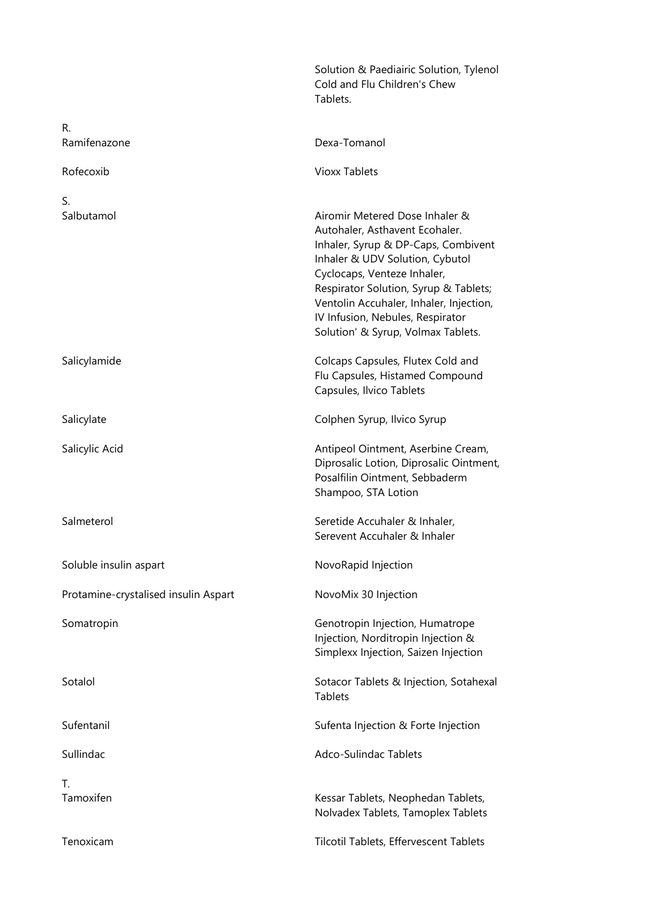| | |
|---|---|
| | Solution & Paediairic Solution, Tylenol Cold and Flu Children's Chew Tablets. |
| R. | |
| Ramifenazone | Dexa-Tomanol |
| Rofecoxib | Vioxx Tablets |
| S. | |
| Salbutamol | Airomir Metered Dose Inhaler & Autohaler, Asthavent Ecohaler. Inhaler, Syrup & DP-Caps, Combivent Inhaler & UDV Solution, Cybutol Cyclocaps, Venteze Inhaler, Respirator Solution, Syrup & Tablets; Ventolin Accuhaler, Inhaler, Injection, IV Infusion, Nebules, Respirator Solution' & Syrup, Volmax Tablets. |
| Salicylamide | Colcaps Capsules, Flutex Cold and Flu Capsules, Histamed Compound Capsules, Ilvico Tablets |
| Salicylate | Colphen Syrup, Ilvico Syrup |
| Salicylic Acid | Antipeol Ointment, Aserbine Cream, Diprosalic Lotion, Diprosalic Ointment, Posalfilin Ointment, Sebbaderm Shampoo, STA Lotion |
| Salmeterol | Seretide Accuhaler & Inhaler, Serevent Accuhaler & Inhaler |
| Soluble insulin aspart | NovoRapid Injection |
| Protamine-crystalised insulin Aspart | NovoMix 30 Injection |
| Somatropin | Genotropin Injection, Humatrope Injection, Norditropin Injection & Simplexx Injection, Saizen Injection |
| Sotalol | Sotacor Tablets & Injection, Sotahexal Tablets |
| Sufentanil | Sufenta Injection & Forte Injection |
| Sullindac | Adco-Sulindac Tablets |
| T. | |
| Tamoxifen | Kessar Tablets, Neophedan Tablets, Nolvadex Tablets, Tamoplex Tablets |
| Tenoxicam | Tilcotil Tablets, Effervescent Tablets |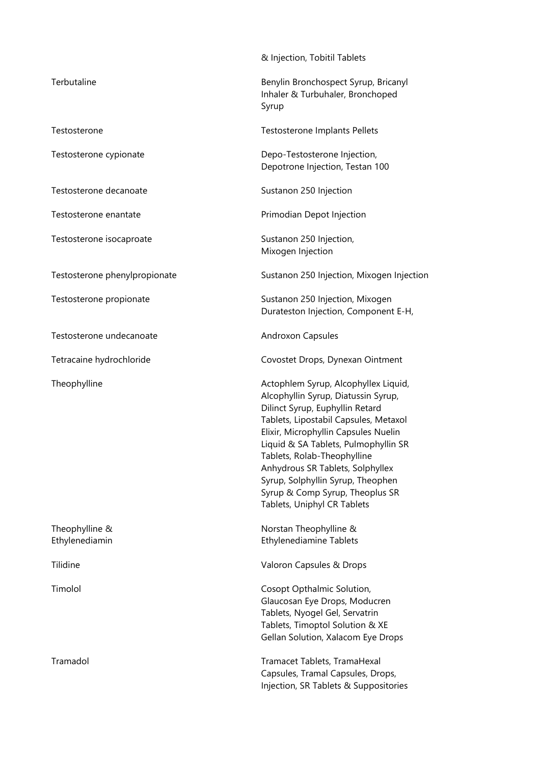| | |
|---|---|
| | & Injection, Tobitil Tablets |
| Terbutaline | Benylin Bronchospect Syrup, Bricanyl Inhaler & Turbuhaler, Bronchoped Syrup |
| Testosterone | Testosterone Implants Pellets |
| Testosterone cypionate | Depo-Testosterone Injection, Depotrone Injection, Testan 100 |
| Testosterone decanoate | Sustanon 250 Injection |
| Testosterone enantate | Primodian Depot Injection |
| Testosterone isocaproate | Sustanon 250 Injection, Mixogen Injection |
| Testosterone phenylpropionate | Sustanon 250 Injection, Mixogen Injection |
| Testosterone propionate | Sustanon 250 Injection, Mixogen Durateston Injection, Component E-H, |
| Testosterone undecanoate | Androxon Capsules |
| Tetracaine hydrochloride | Covostet Drops, Dynexan Ointment |
| Theophylline | Actophlem Syrup, Alcophyllex Liquid, Alcophyllin Syrup, Diatussin Syrup, Dilinct Syrup, Euphyllin Retard Tablets, Lipostabil Capsules, Metaxol Elixir, Microphyllin Capsules Nuelin Liquid & SA Tablets, Pulmophyllin SR Tablets, Rolab-Theophylline Anhydrous SR Tablets, Solphyllex Syrup, Solphyllin Syrup, Theophen Syrup & Comp Syrup, Theoplus SR Tablets, Uniphyl CR Tablets |
| Theophylline & Ethylenediamin | Norstan Theophylline & Ethylenediamine Tablets |
| Tilidine | Valoron Capsules & Drops |
| Timolol | Cosopt Opthalmic Solution, Glaucosan Eye Drops, Moducren Tablets, Nyogel Gel, Servatrin Tablets, Timoptol Solution & XE Gellan Solution, Xalacom Eye Drops |
| Tramadol | Tramacet Tablets, TramaHexal Capsules, Tramal Capsules, Drops, Injection, SR Tablets & Suppositories |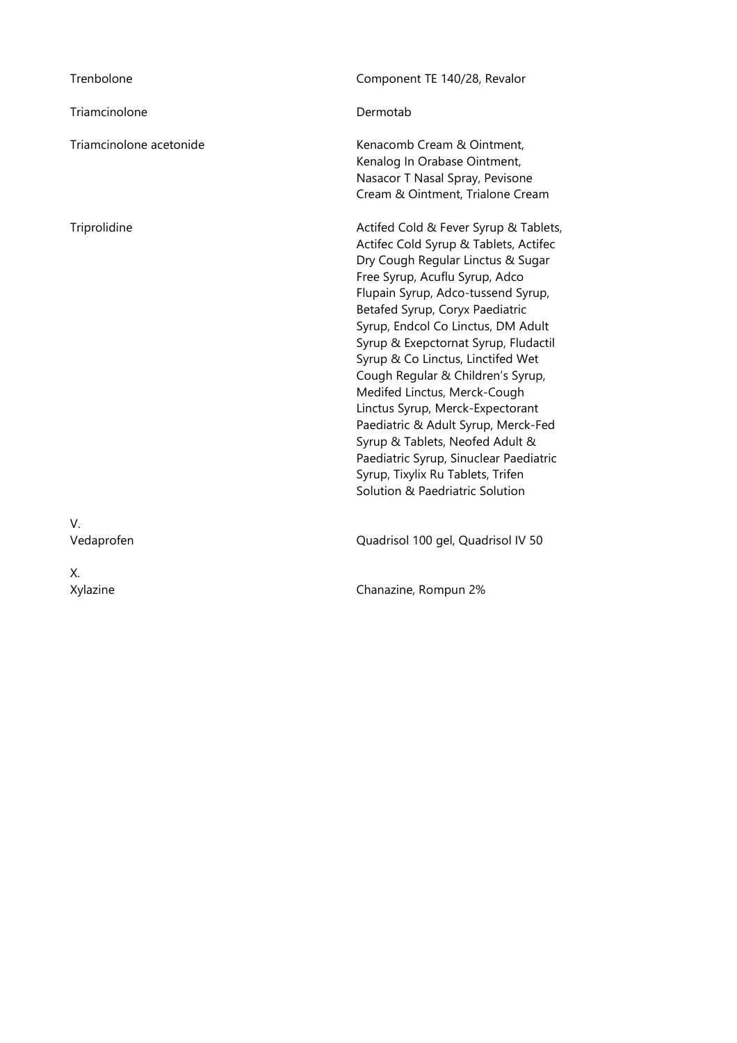| | |
|---|---|
| Trenbolone | Component TE 140/28, Revalor |
| Triamcinolone | Dermotab |
| Triamcinolone acetonide | Kenacomb Cream & Ointment, Kenalog In Orabase Ointment, Nasacor T Nasal Spray, Pevisone Cream & Ointment, Trialone Cream |
| Triprolidine | Actifed Cold & Fever Syrup & Tablets, Actifec Cold Syrup & Tablets, Actifec Dry Cough Regular Linctus & Sugar Free Syrup, Acuflu Syrup, Adco Flupain Syrup, Adco-tussend Syrup, Betafed Syrup, Coryx Paediatric Syrup, Endcol Co Linctus, DM Adult Syrup & Exepctornat Syrup, Fludactil Syrup & Co Linctus, Linctifed Wet Cough Regular & Children's Syrup, Medifed Linctus, Merck-Cough Linctus Syrup, Merck-Expectorant Paediatric & Adult Syrup, Merck-Fed Syrup & Tablets, Neofed Adult & Paediatric Syrup, Sinuclear Paediatric Syrup, Tixylix Ru Tablets, Trifen Solution & Paedriatric Solution |
| V. | |
| Vedaprofen | Quadrisol 100 gel, Quadrisol IV 50 |
| X. | |
| Xylazine | Chanazine, Rompun 2% |